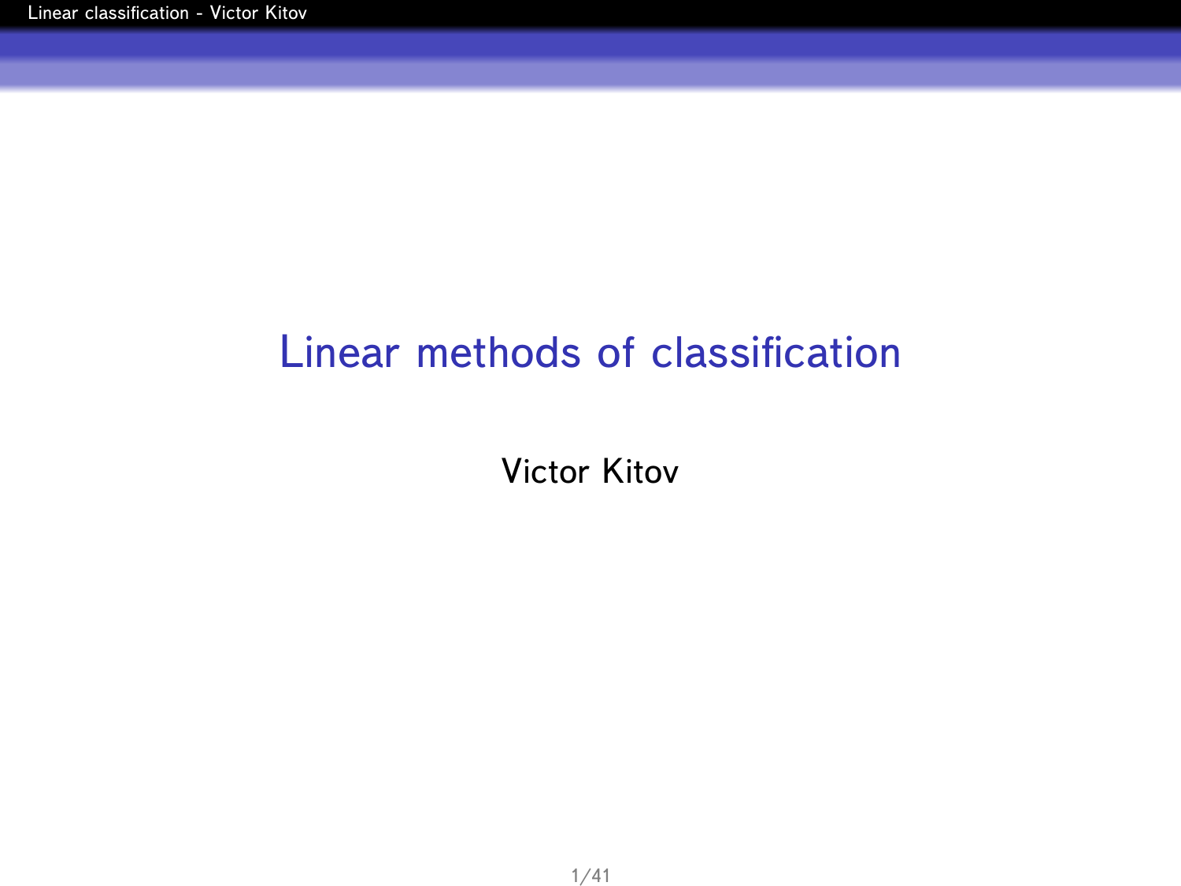# Linear methods of classification

Victor Kitov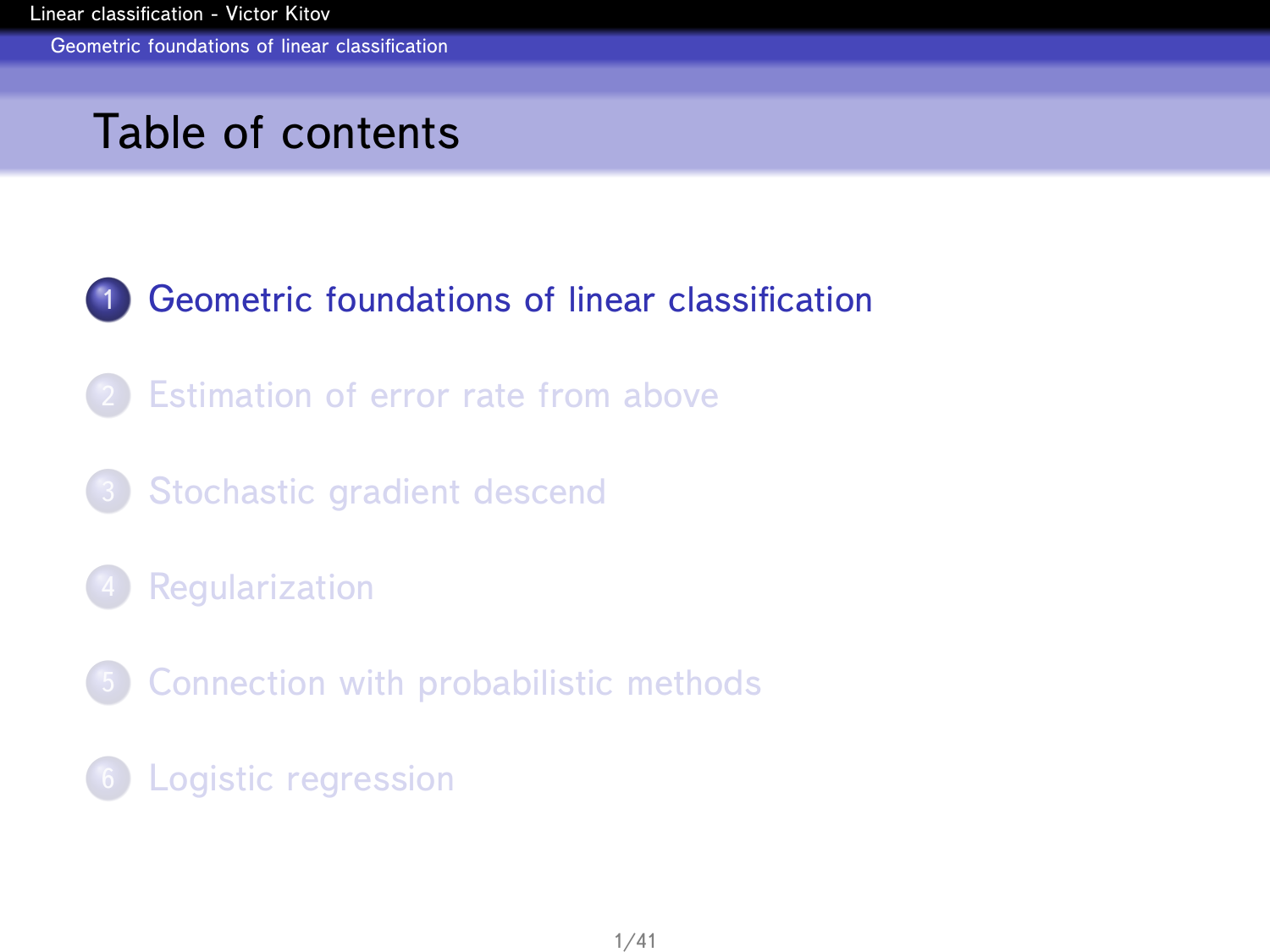# Table of contents

1. Geometric foundations of linear classification
2. Estimation of error rate from above
3. Stochastic gradient descend
4. Regularization
5. Connection with probabilistic methods
6. Logistic regression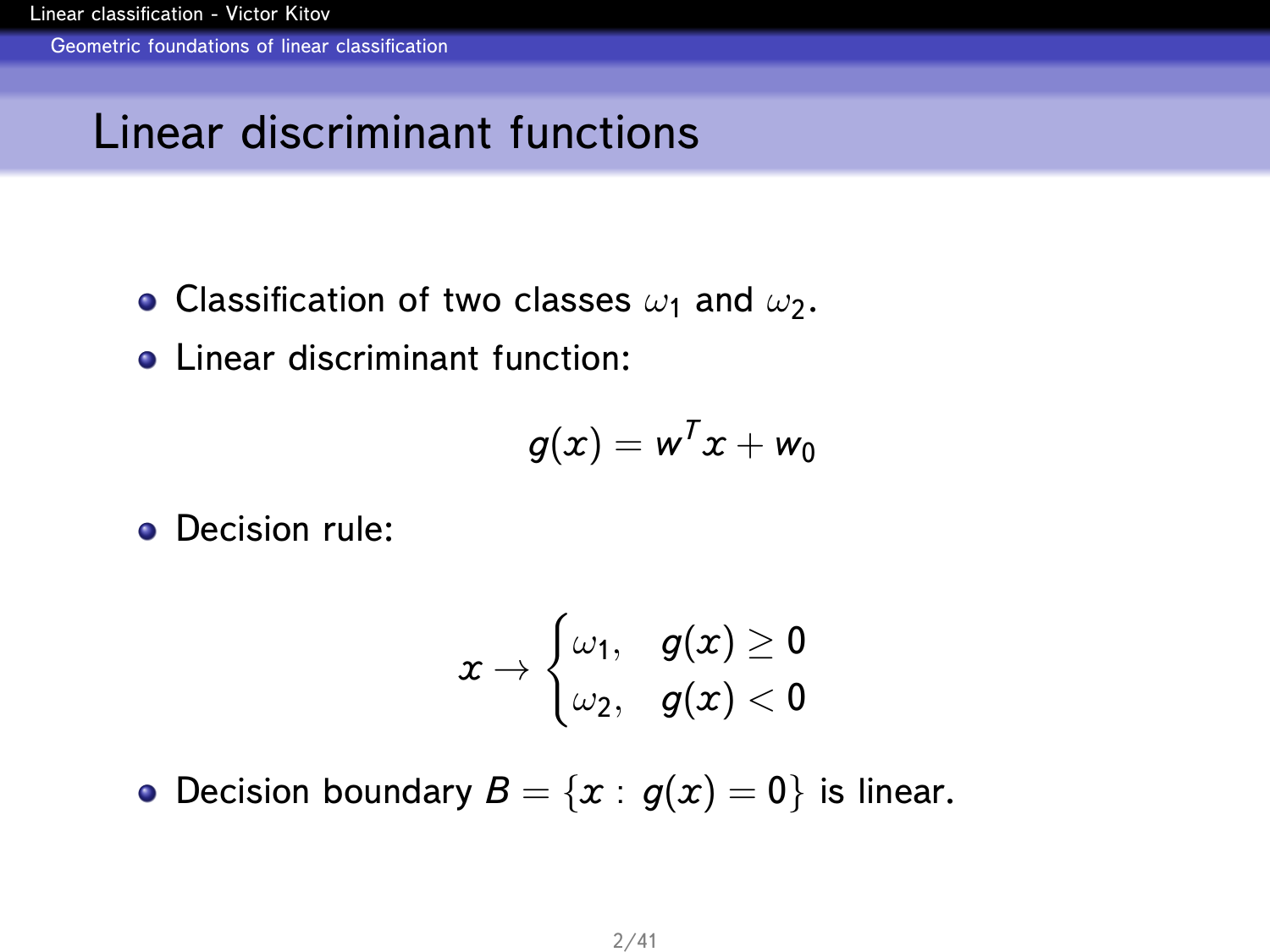# Linear discriminant functions

- Classification of two classes $\omega_1$ and $\omega_2$.
- Linear discriminant function:

$$g(x) = w^T x + w_0$$

- Decision rule:

$$x \to \begin{cases} \omega_1, & g(x) \geq 0 \\ \omega_2, & g(x) < 0 \end{cases}$$

- Decision boundary $B = \{x : g(x) = 0\}$ is linear.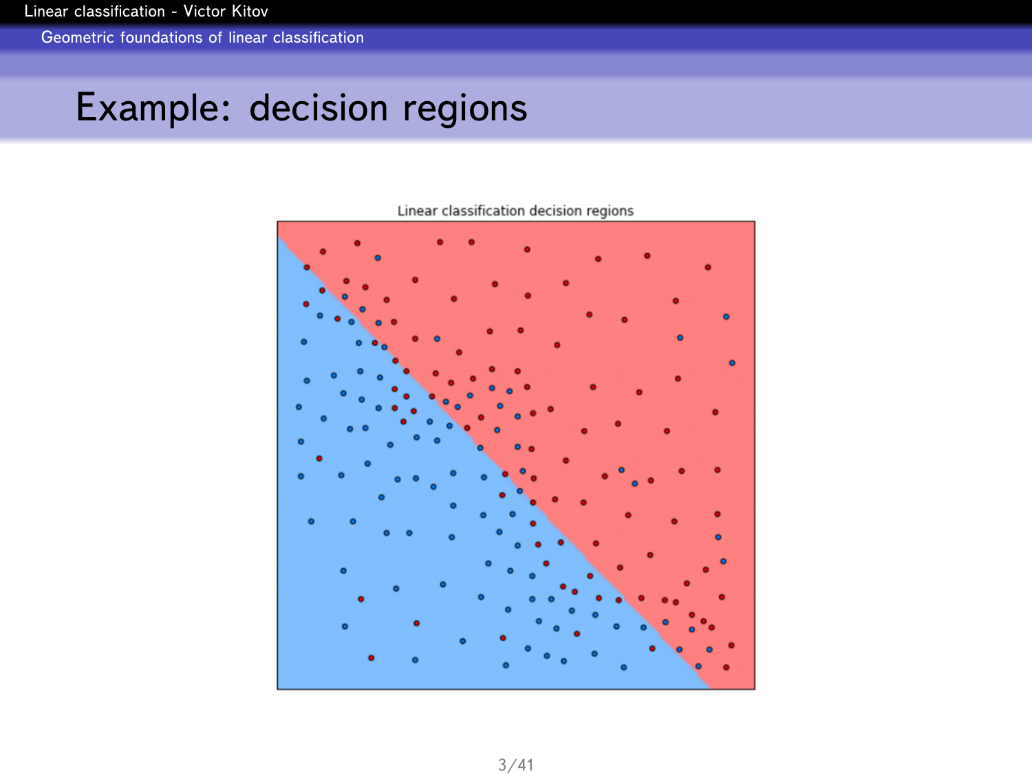# Example: decision regions

Linear classification decision regions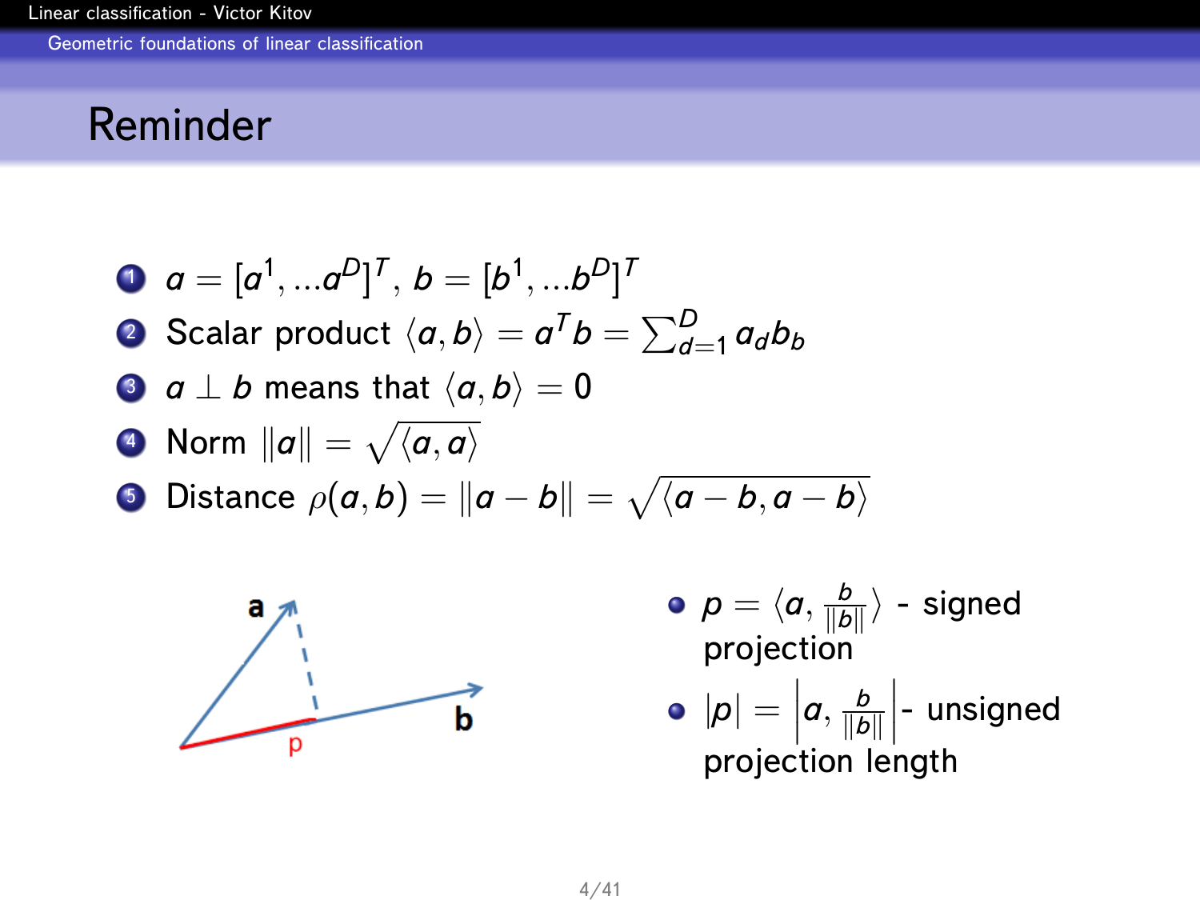# Reminder

1. $a = [a^1, ...a^D]^T$, $b = [b^1, ...b^D]^T$
2. Scalar product $\langle a, b \rangle = a^T b = \sum_{d=1}^{D} a_d b_b$
3. $a \perp b$ means that $\langle a, b \rangle = 0$
4. Norm $\|a\| = \sqrt{\langle a, a \rangle}$
5. Distance $\rho(a, b) = \|a - b\| = \sqrt{\langle a - b, a - b \rangle}$

- $p = \langle a, \frac{b}{\|b\|} \rangle$ - signed projection
- $|p| = \left| a, \frac{b}{\|b\|} \right|$ - unsigned projection length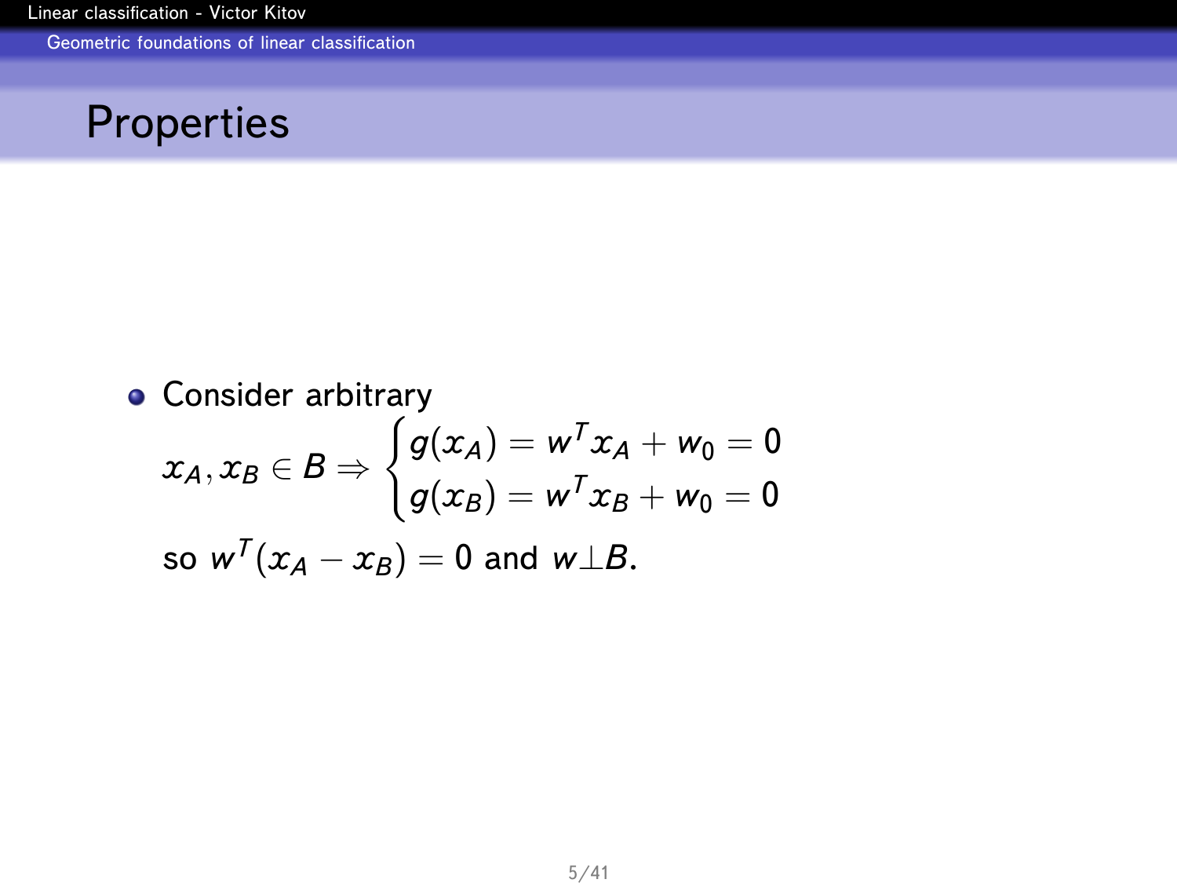## Properties

- Consider arbitrary

  $$x_A, x_B \in B \Rightarrow \begin{cases} g(x_A) = w^T x_A + w_0 = 0 \\ g(x_B) = w^T x_B + w_0 = 0 \end{cases}$$

  so $w^T(x_A - x_B) = 0$ and $w \perp B$.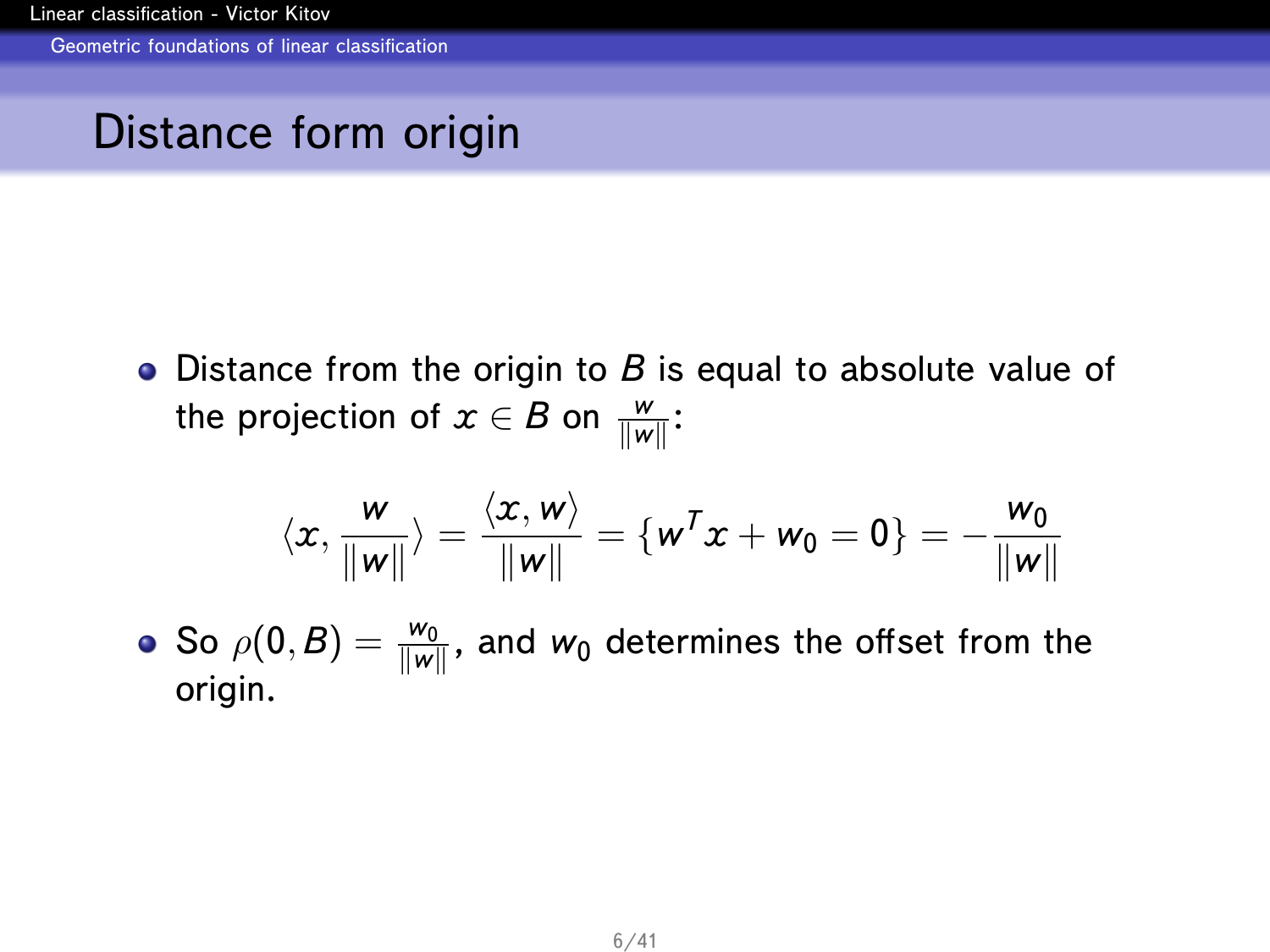# Distance form origin

- Distance from the origin to $B$ is equal to absolute value of the projection of $x \in B$ on $\frac{w}{\|w\|}$:

$$\langle x, \frac{w}{\|w\|} \rangle = \frac{\langle x, w \rangle}{\|w\|} = \{w^T x + w_0 = 0\} = -\frac{w_0}{\|w\|}$$

- So $\rho(0, B) = \frac{w_0}{\|w\|}$, and $w_0$ determines the offset from the origin.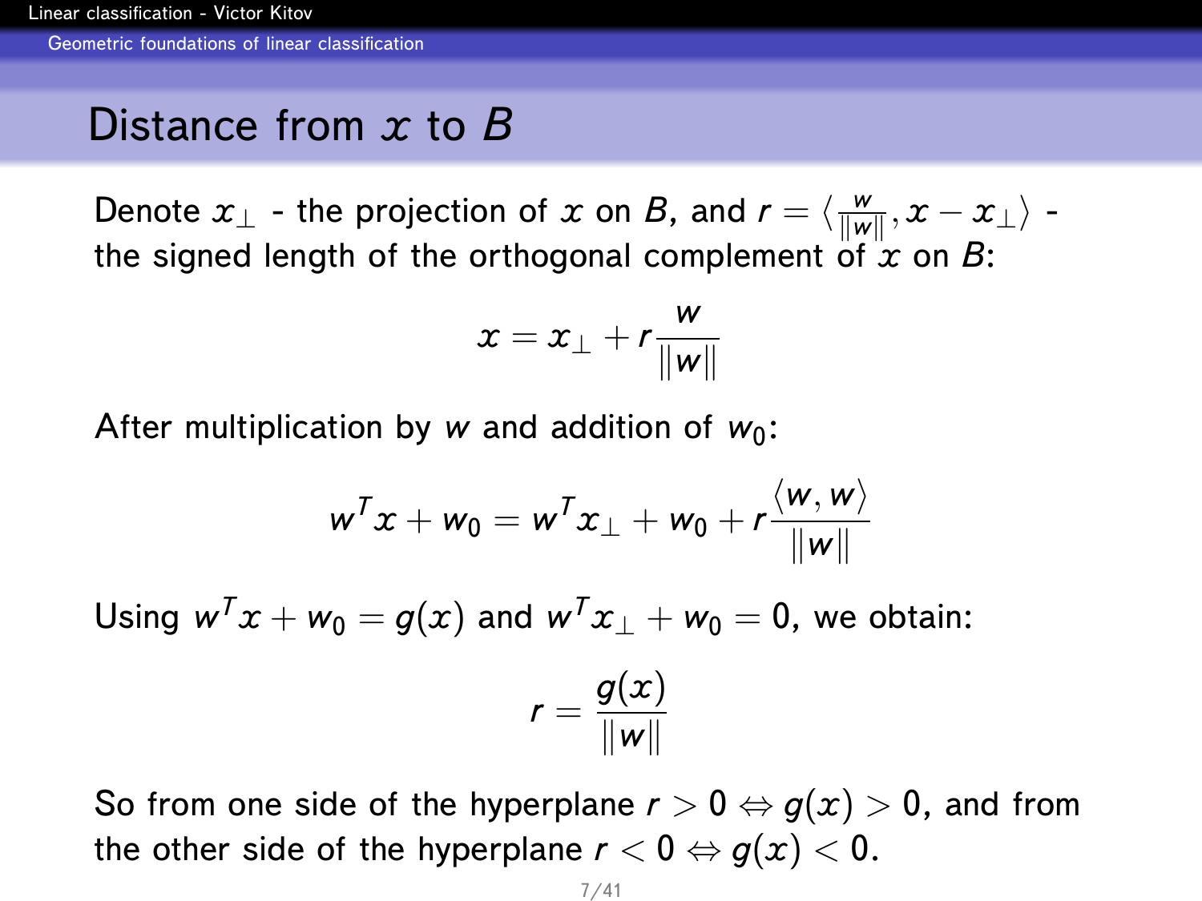# Distance from $x$ to $B$

Denote $x_\perp$ - the projection of $x$ on $B$, and $r = \langle \frac{w}{\|w\|}, x - x_\perp \rangle$ - the signed length of the orthogonal complement of $x$ on $B$:

$$x = x_\perp + r\frac{w}{\|w\|}$$

After multiplication by $w$ and addition of $w_0$:

$$w^T x + w_0 = w^T x_\perp + w_0 + r\frac{\langle w, w \rangle}{\|w\|}$$

Using $w^T x + w_0 = g(x)$ and $w^T x_\perp + w_0 = 0$, we obtain:

$$r = \frac{g(x)}{\|w\|}$$

So from one side of the hyperplane $r > 0 \Leftrightarrow g(x) > 0$, and from the other side of the hyperplane $r < 0 \Leftrightarrow g(x) < 0$.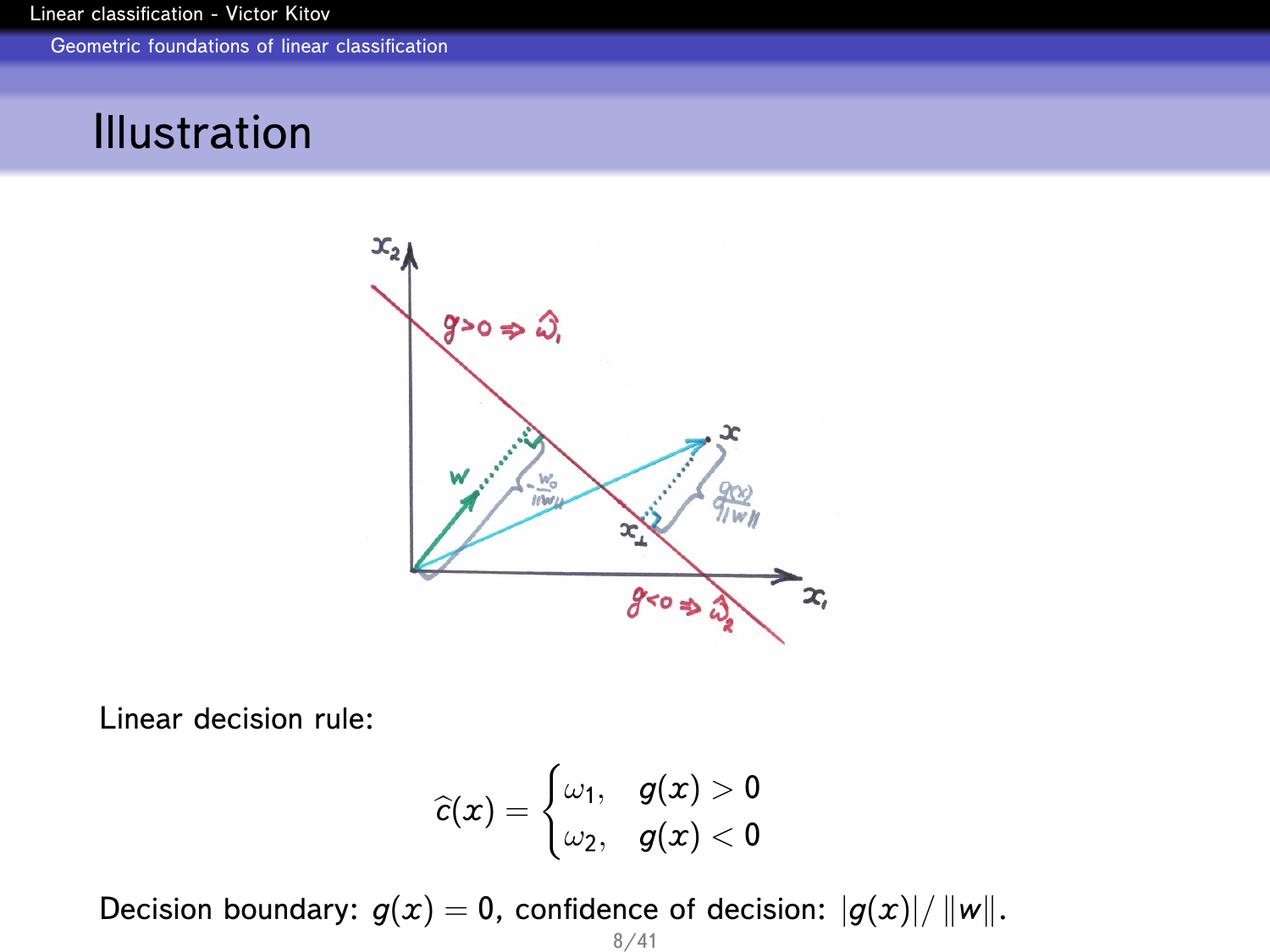# Illustration

Linear decision rule:

$$\widehat{c}(x) = \begin{cases} \omega_1, & g(x) > 0 \\ \omega_2, & g(x) < 0 \end{cases}$$

Decision boundary: $g(x) = 0$, confidence of decision: $|g(x)| / \|w\|$.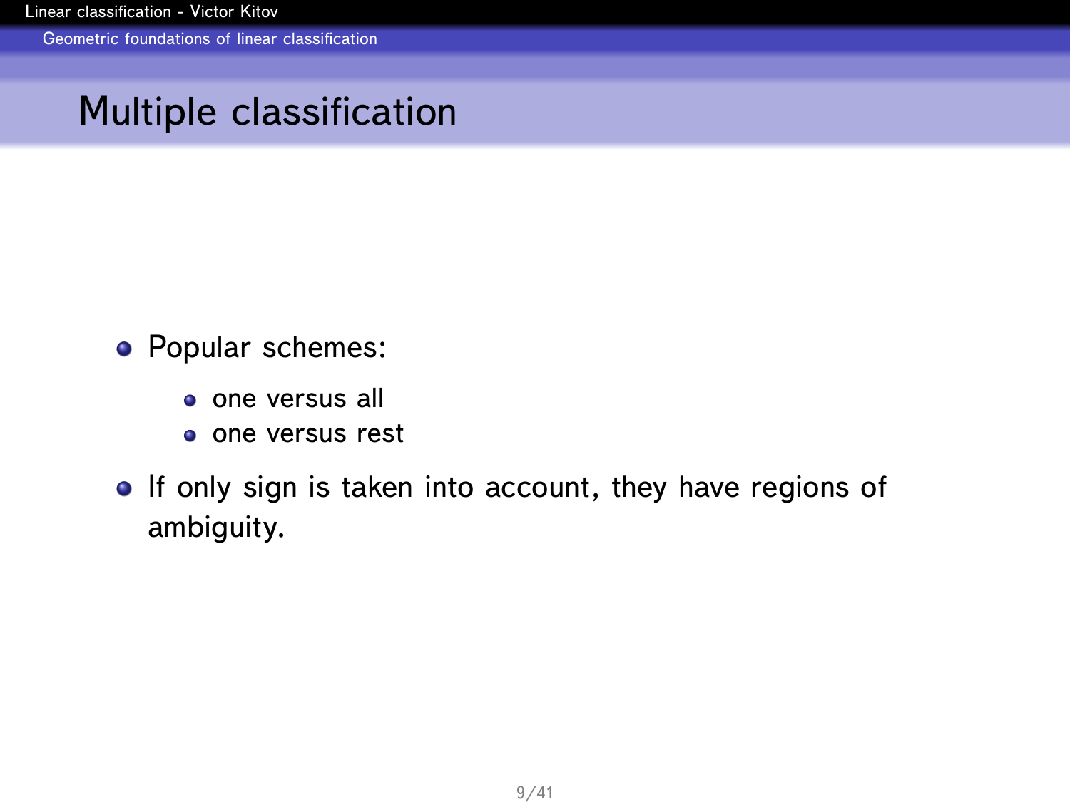# Multiple classification

- Popular schemes:
  - one versus all
  - one versus rest
- If only sign is taken into account, they have regions of ambiguity.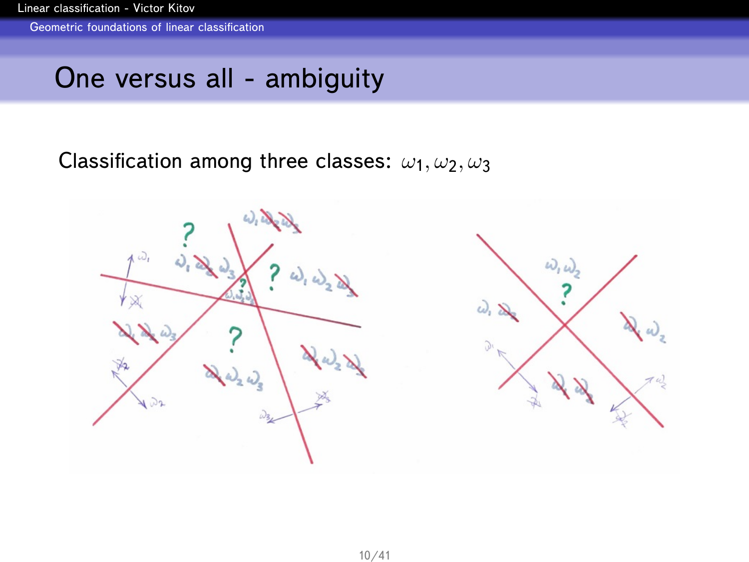# One versus all - ambiguity

Classification among three classes: $\omega_1, \omega_2, \omega_3$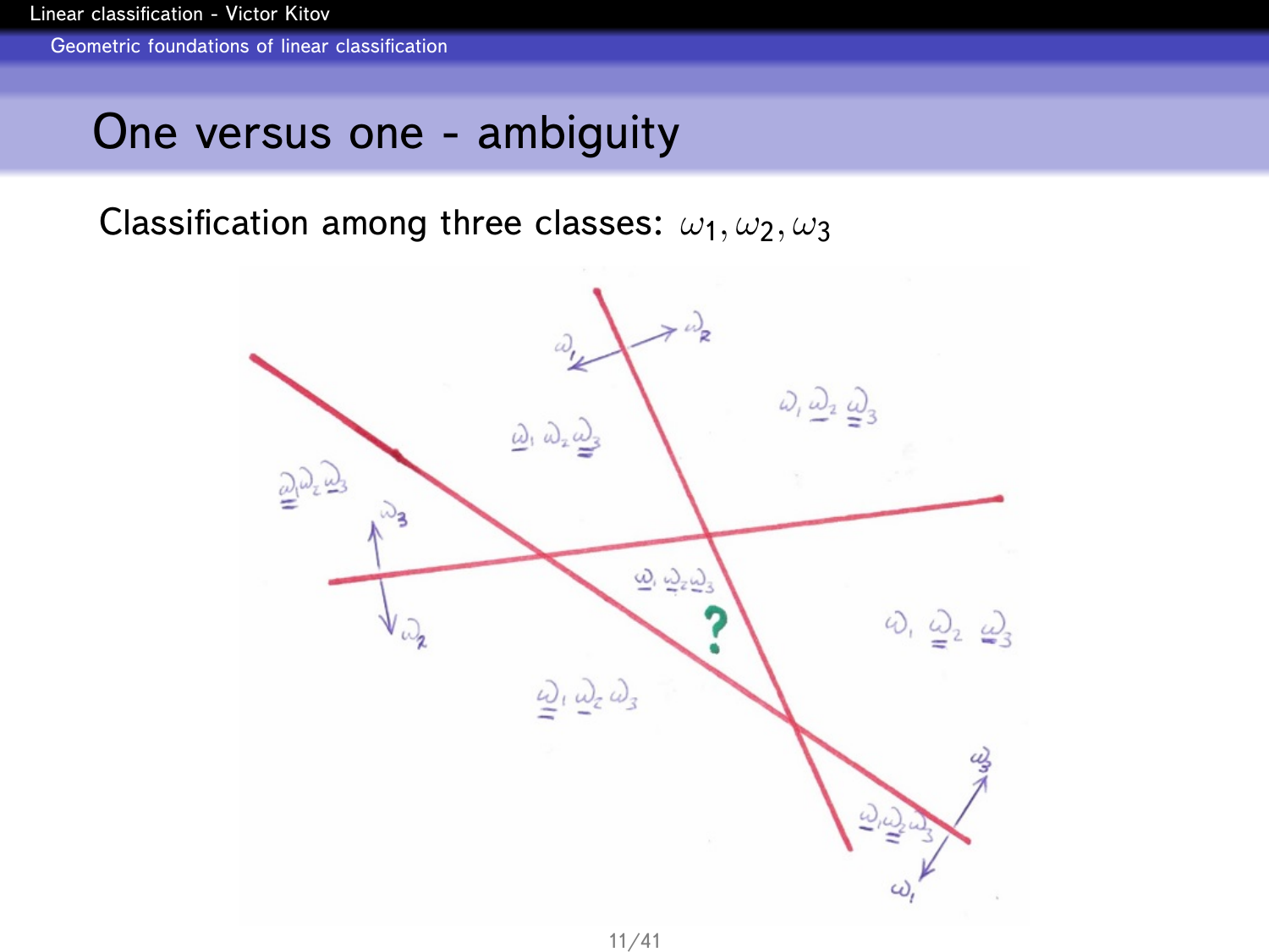## One versus one - ambiguity

Classification among three classes: $\omega_1, \omega_2, \omega_3$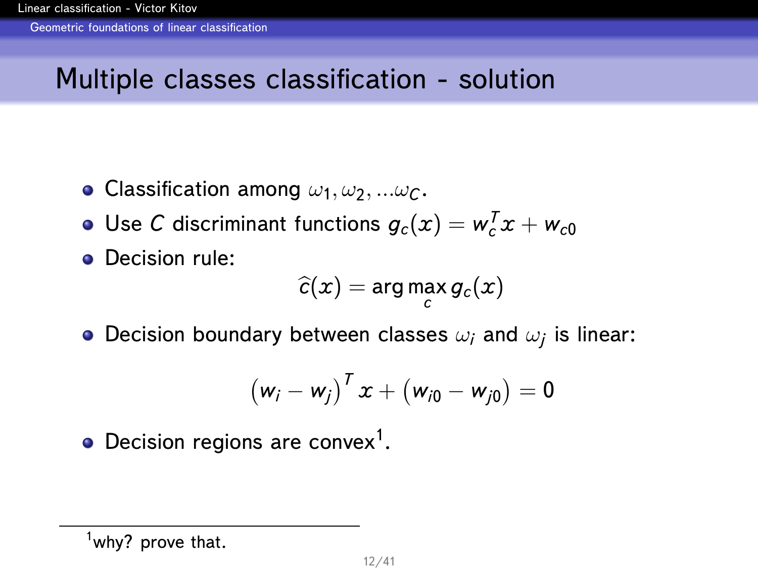# Multiple classes classification - solution

- Classification among $\omega_1, \omega_2, ...\omega_C$.
- Use $C$ discriminant functions $g_c(x) = w_c^T x + w_{c0}$
- Decision rule:

$$\widehat{c}(x) = \arg\max_c g_c(x)$$

- Decision boundary between classes $\omega_i$ and $\omega_j$ is linear:

$$\left(w_i - w_j\right)^T x + \left(w_{i0} - w_{j0}\right) = 0$$

- Decision regions are convex[1].

[1] why? prove that.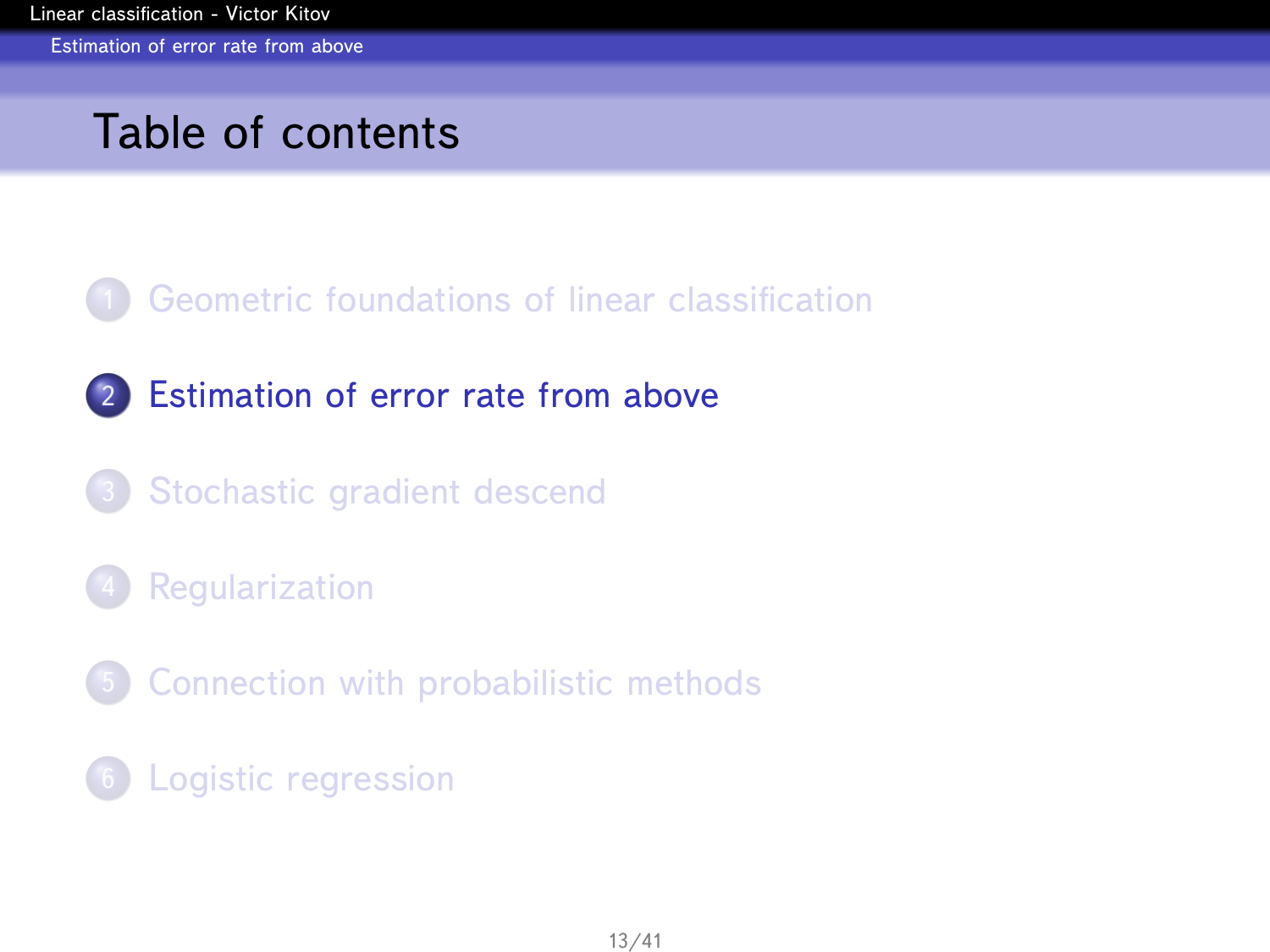# Table of contents

1. Geometric foundations of linear classification
2. Estimation of error rate from above
3. Stochastic gradient descend
4. Regularization
5. Connection with probabilistic methods
6. Logistic regression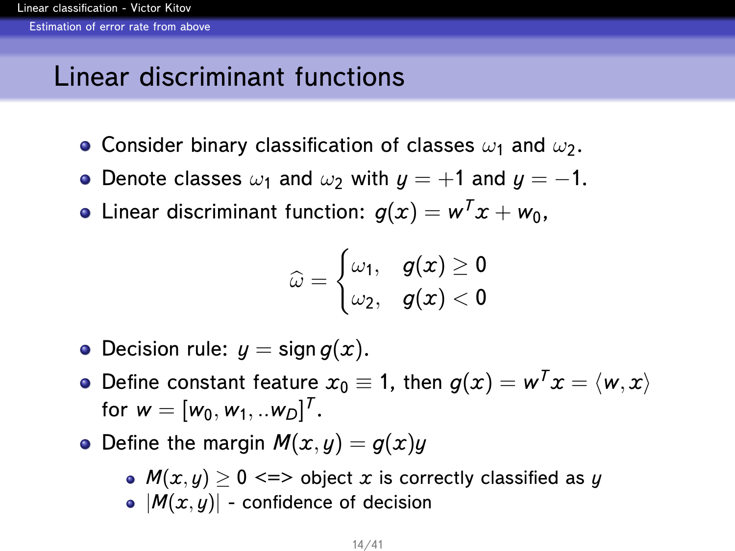# Linear discriminant functions

- Consider binary classification of classes $\omega_1$ and $\omega_2$.
- Denote classes $\omega_1$ and $\omega_2$ with $y = +1$ and $y = -1$.
- Linear discriminant function: $g(x) = w^T x + w_0$,

$$\widehat{\omega} = \begin{cases} \omega_1, & g(x) \geq 0 \\ \omega_2, & g(x) < 0 \end{cases}$$

- Decision rule: $y = \text{sign}\, g(x)$.
- Define constant feature $x_0 \equiv 1$, then $g(x) = w^T x = \langle w, x \rangle$ for $w = [w_0, w_1, ..w_D]^T$.
- Define the margin $M(x, y) = g(x)y$
  - $M(x, y) \geq 0$ <=> object $x$ is correctly classified as $y$
  - $|M(x, y)|$ - confidence of decision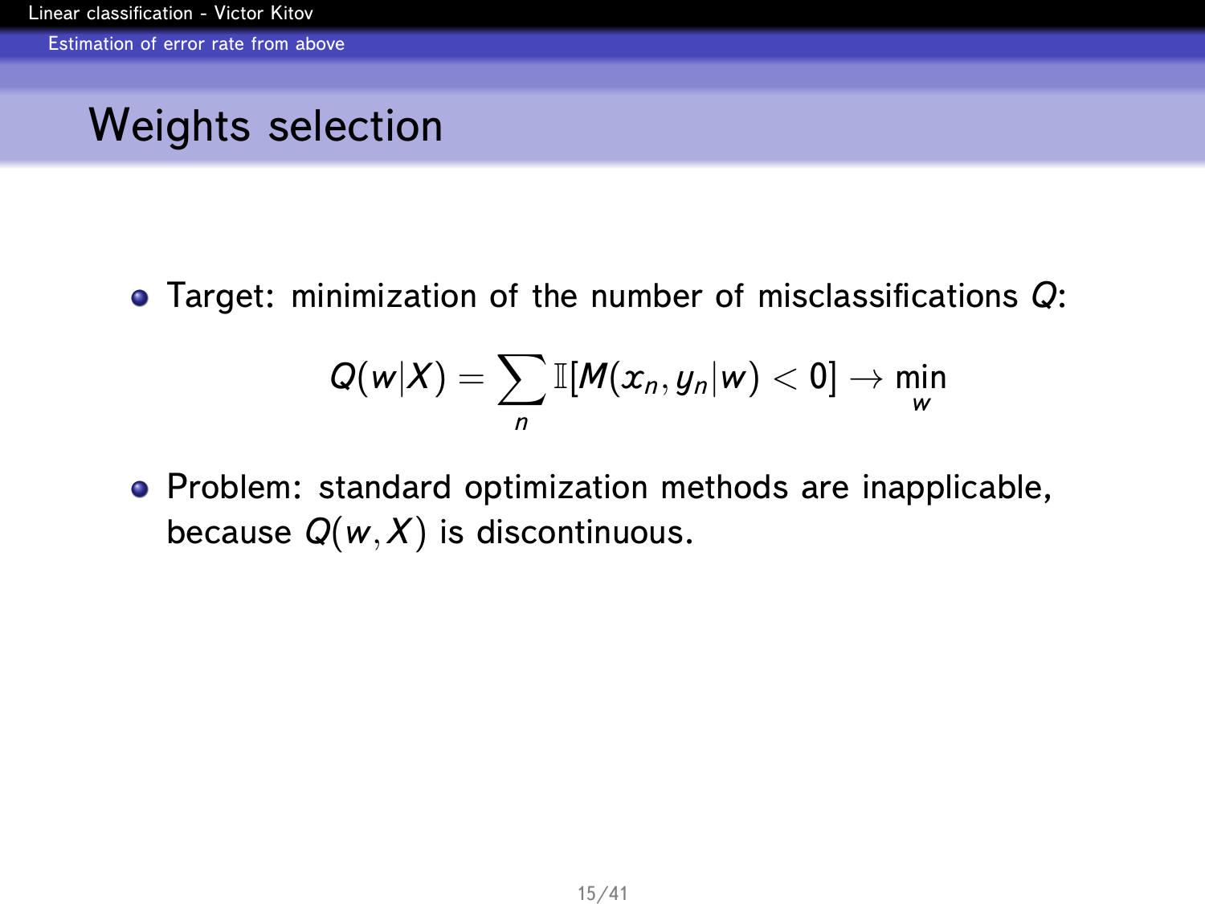# Weights selection

- Target: minimization of the number of misclassifications $Q$:

$$Q(w|X) = \sum_{n} \mathbb{I}[M(x_n, y_n|w) < 0] \to \min_{w}$$

- Problem: standard optimization methods are inapplicable, because $Q(w, X)$ is discontinuous.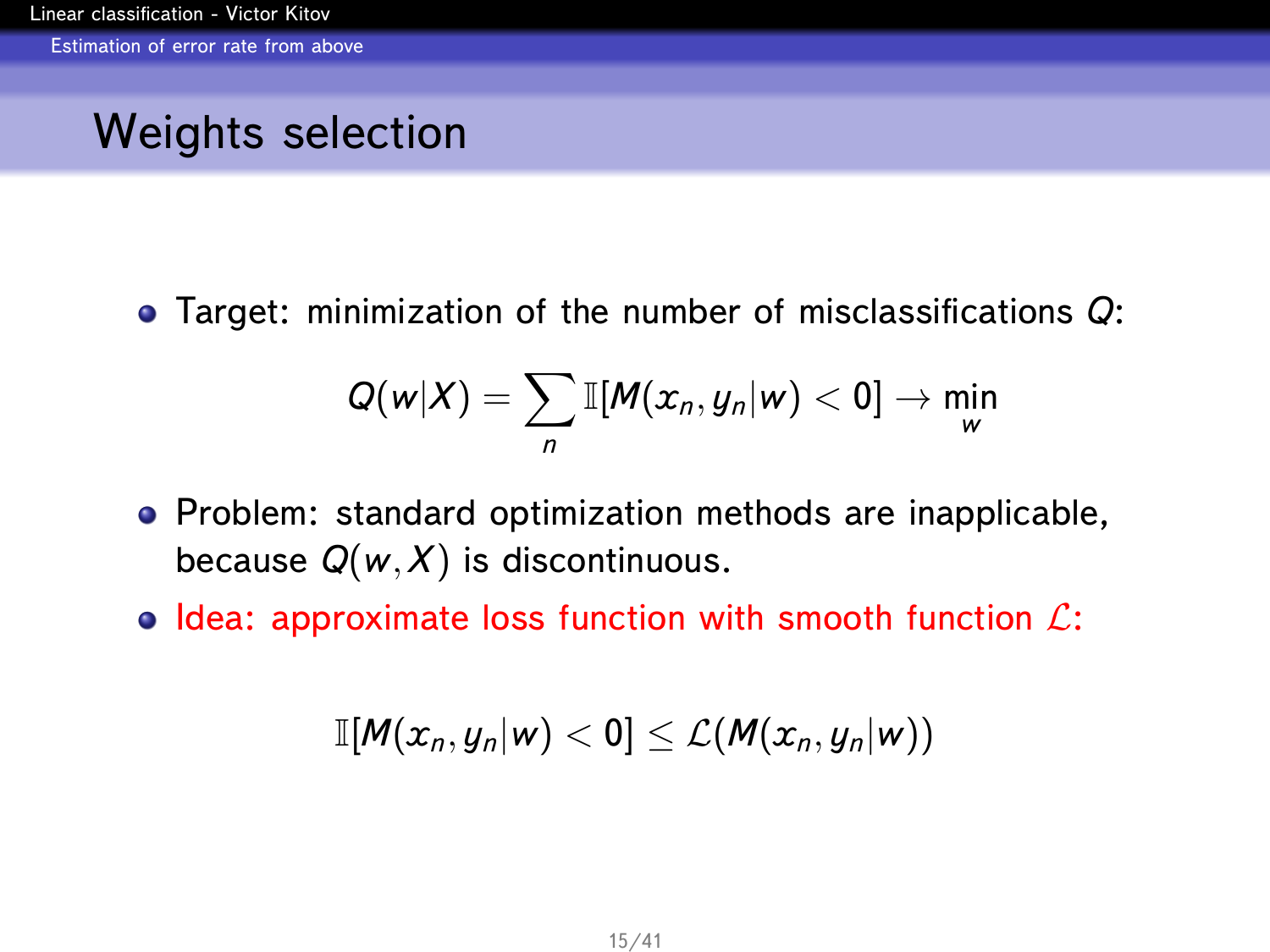## Weights selection

- Target: minimization of the number of misclassifications $Q$:

$$Q(w|X) = \sum_n \mathbb{I}[M(x_n, y_n|w) < 0] \to \min_w$$

- Problem: standard optimization methods are inapplicable, because $Q(w, X)$ is discontinuous.
- Idea: approximate loss function with smooth function $\mathcal{L}$:

$$\mathbb{I}[M(x_n, y_n|w) < 0] \leq \mathcal{L}(M(x_n, y_n|w))$$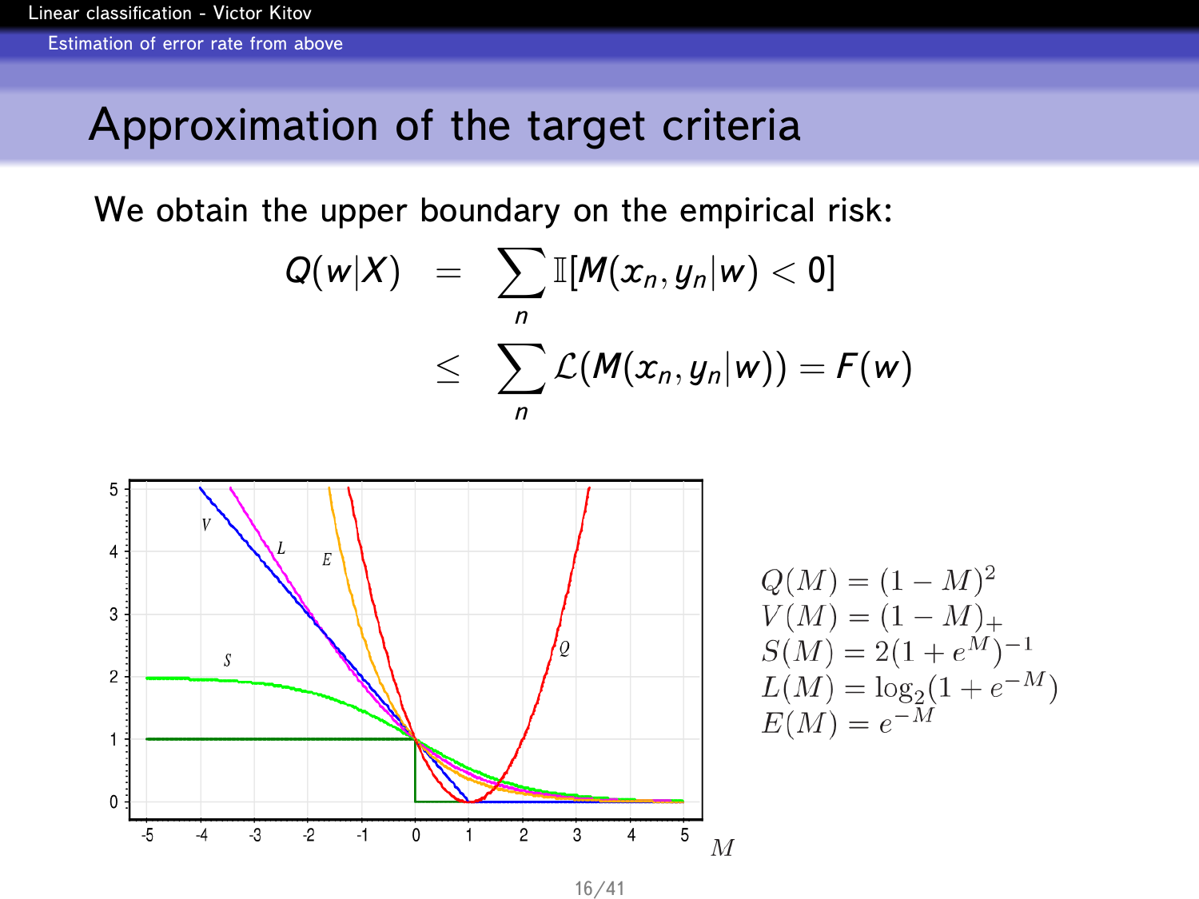# Approximation of the target criteria

We obtain the upper boundary on the empirical risk:

$$
\begin{aligned}
Q(w|X) &= \sum_n \mathbb{I}[M(x_n, y_n|w) < 0] \\
&\leq \sum_n \mathcal{L}(M(x_n, y_n|w)) = F(w)
\end{aligned}
$$

$$
\begin{aligned}
Q(M) &= (1-M)^2 \\
V(M) &= (1-M)_+ \\
S(M) &= 2(1+e^M)^{-1} \\
L(M) &= \log_2(1+e^{-M}) \\
E(M) &= e^{-M}
\end{aligned}
$$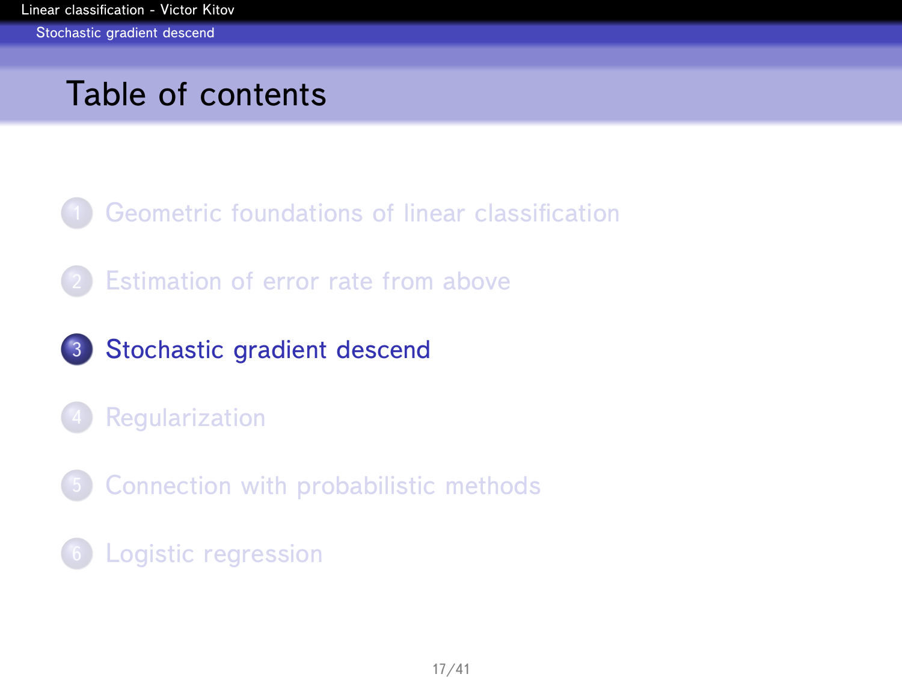# Table of contents

1. Geometric foundations of linear classification
2. Estimation of error rate from above
3. Stochastic gradient descend
4. Regularization
5. Connection with probabilistic methods
6. Logistic regression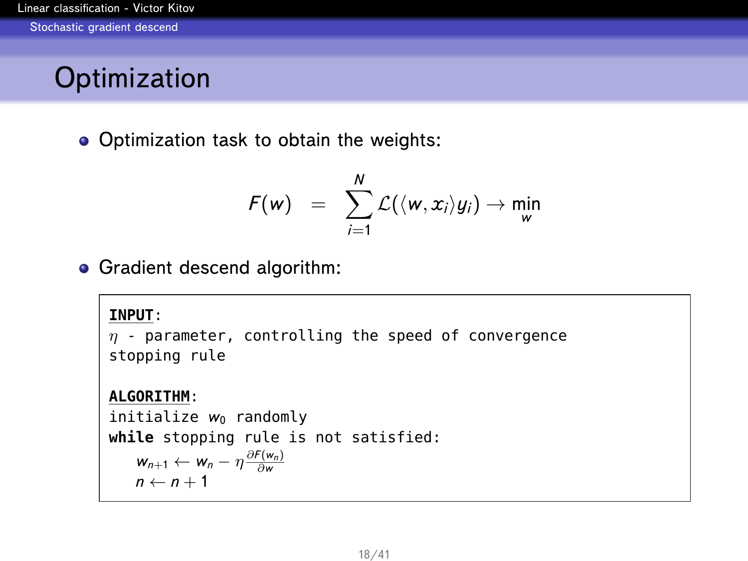# Optimization

- Optimization task to obtain the weights:

$$F(w) \quad = \quad \sum_{i=1}^{N} \mathcal{L}(\langle w, x_i \rangle y_i) \to \min_{w}$$

- Gradient descend algorithm:

**INPUT**:
$\eta$ - parameter, controlling the speed of convergence
stopping rule

**ALGORITHM**:
initialize $w_0$ randomly
**while** stopping rule is not satisfied:
 $w_{n+1} \leftarrow w_n - \eta \frac{\partial F(w_n)}{\partial w}$
 $n \leftarrow n + 1$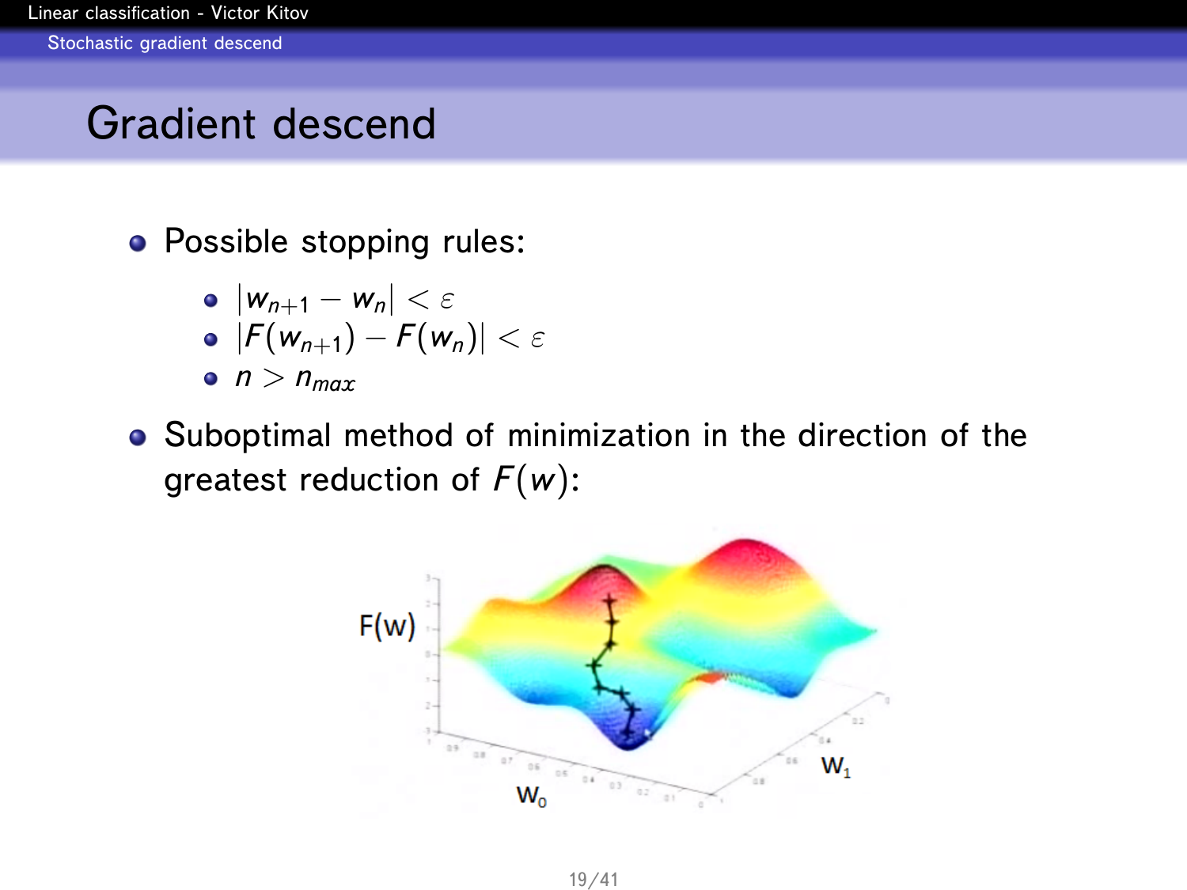# Gradient descend

- Possible stopping rules:
  - $|w_{n+1} - w_n| < \varepsilon$
  - $|F(w_{n+1}) - F(w_n)| < \varepsilon$
  - $n > n_{max}$
- Suboptimal method of minimization in the direction of the greatest reduction of $F(w)$: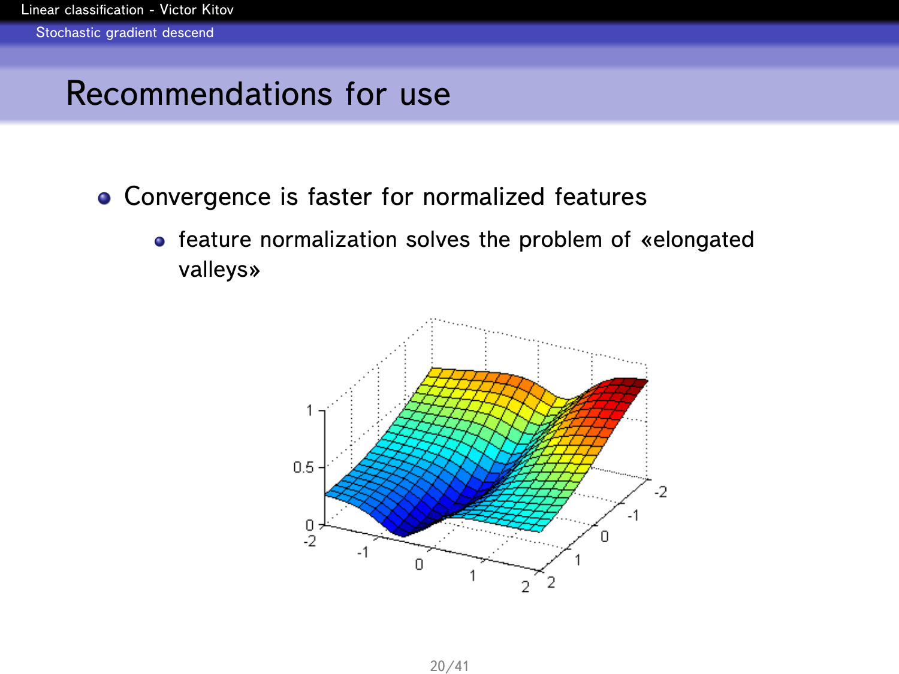## Recommendations for use

- Convergence is faster for normalized features
  - feature normalization solves the problem of «elongated valleys»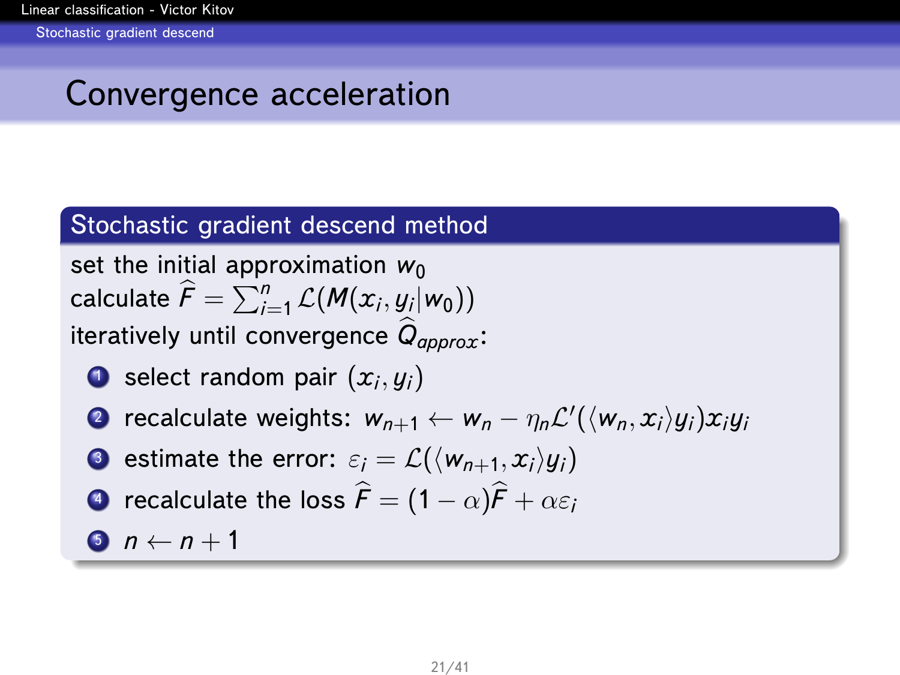# Convergence acceleration

## Stochastic gradient descend method

set the initial approximation $w_0$

calculate $\widehat{F} = \sum_{i=1}^{n} \mathcal{L}(M(x_i, y_i | w_0))$

iteratively until convergence $\widehat{Q}_{approx}$:

1. select random pair $(x_i, y_i)$
2. recalculate weights: $w_{n+1} \leftarrow w_n - \eta_n \mathcal{L}'(\langle w_n, x_i \rangle y_i) x_i y_i$
3. estimate the error: $\varepsilon_i = \mathcal{L}(\langle w_{n+1}, x_i \rangle y_i)$
4. recalculate the loss $\widehat{F} = (1 - \alpha)\widehat{F} + \alpha \varepsilon_i$
5. $n \leftarrow n + 1$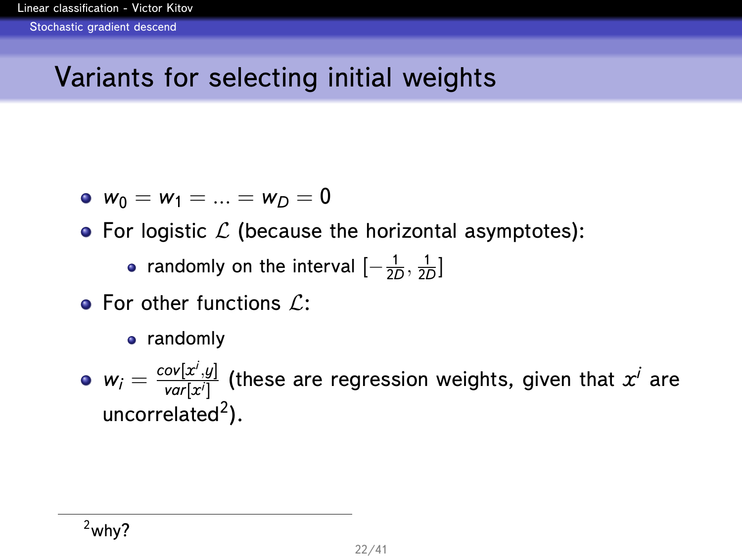# Variants for selecting initial weights

- $w_0 = w_1 = ... = w_D = 0$
- For logistic $\mathcal{L}$ (because the horizontal asymptotes):
  - randomly on the interval $[-\frac{1}{2D}, \frac{1}{2D}]$
- For other functions $\mathcal{L}$:
  - randomly
- $w_i = \frac{cov[x^i, y]}{var[x^i]}$ (these are regression weights, given that $x^i$ are uncorrelated[2]).

[2] why?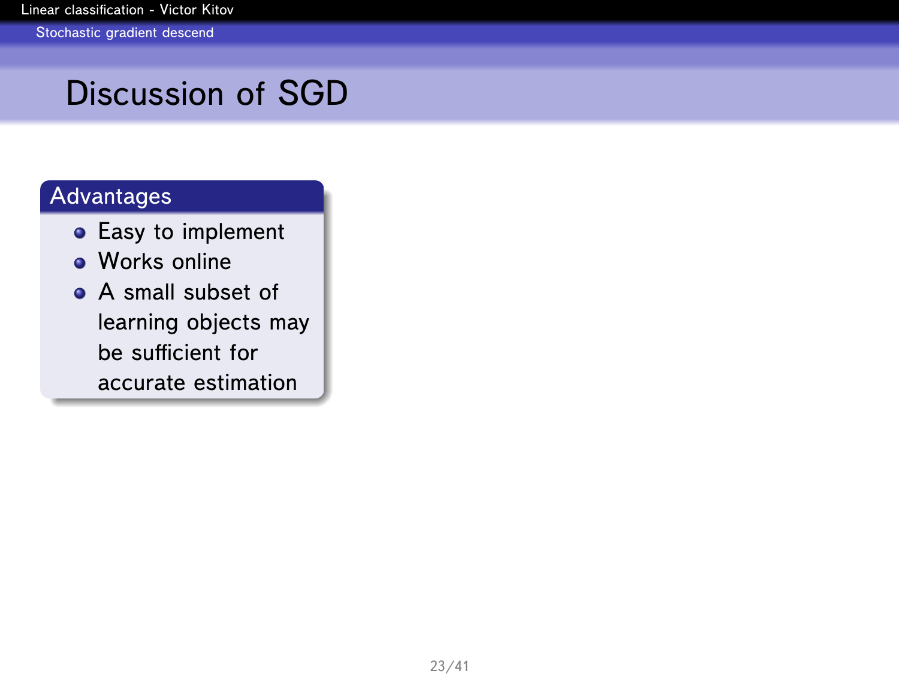# Discussion of SGD

## Advantages

- Easy to implement
- Works online
- A small subset of learning objects may be sufficient for accurate estimation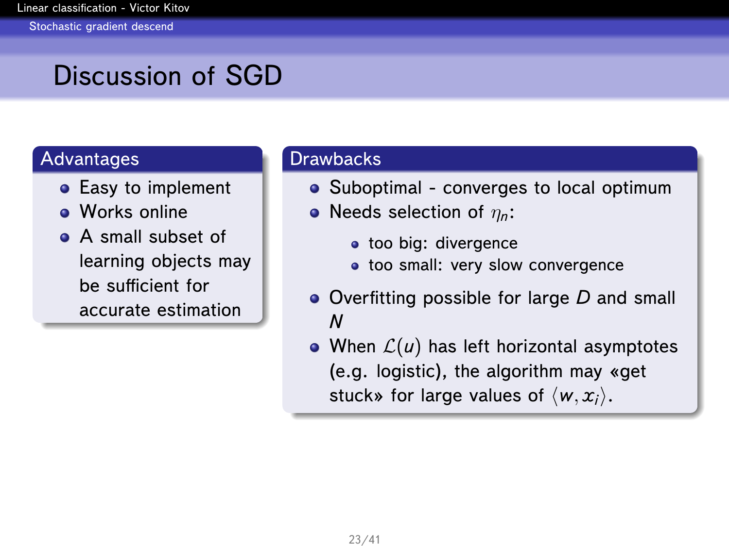# Discussion of SGD

## Advantages

- Easy to implement
- Works online
- A small subset of learning objects may be sufficient for accurate estimation

## Drawbacks

- Suboptimal - converges to local optimum
- Needs selection of $\eta_n$:
  - too big: divergence
  - too small: very slow convergence
- Overfitting possible for large $D$ and small $N$
- When $\mathcal{L}(u)$ has left horizontal asymptotes (e.g. logistic), the algorithm may «get stuck» for large values of $\langle w, x_i \rangle$.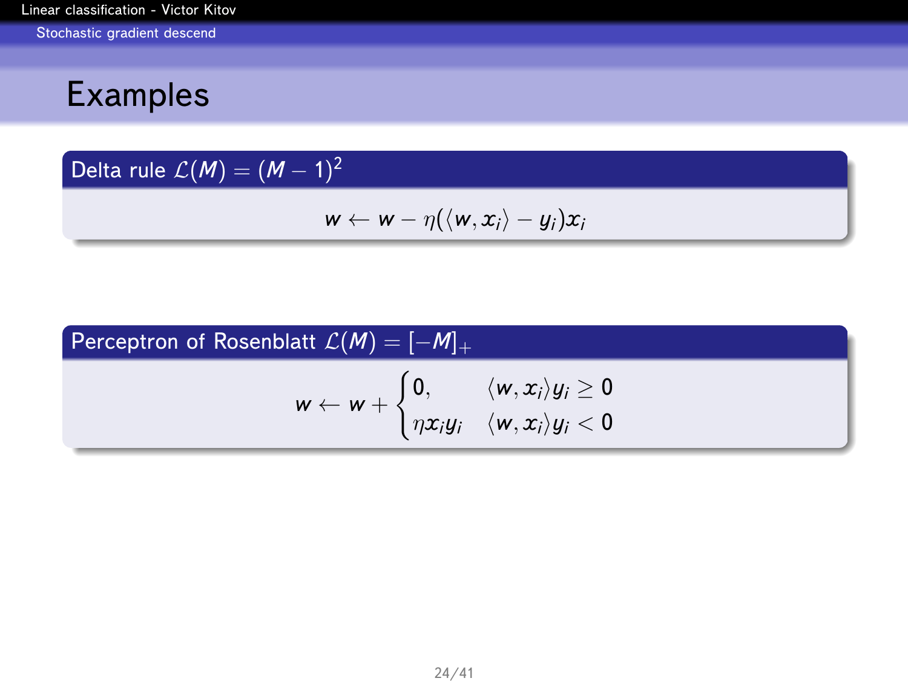# Examples

**Delta rule $\mathcal{L}(M) = (M-1)^2$**

$$w \leftarrow w - \eta(\langle w, x_i \rangle - y_i)x_i$$

**Perceptron of Rosenblatt $\mathcal{L}(M) = [-M]_+$**

$$w \leftarrow w + \begin{cases} 0, & \langle w, x_i \rangle y_i \geq 0 \\ \eta x_i y_i & \langle w, x_i \rangle y_i < 0 \end{cases}$$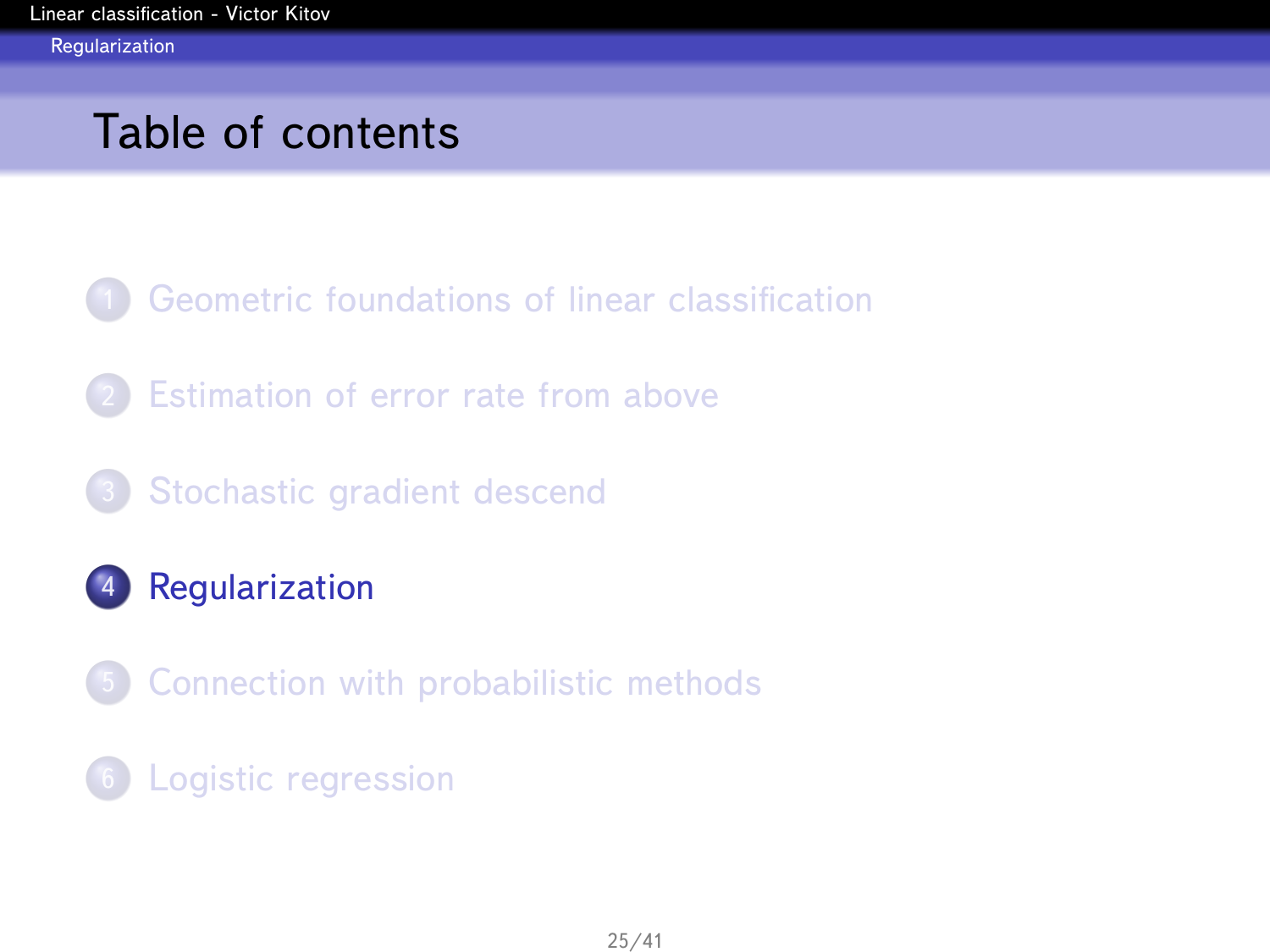# Table of contents

1. Geometric foundations of linear classification
2. Estimation of error rate from above
3. Stochastic gradient descend
4. **Regularization**
5. Connection with probabilistic methods
6. Logistic regression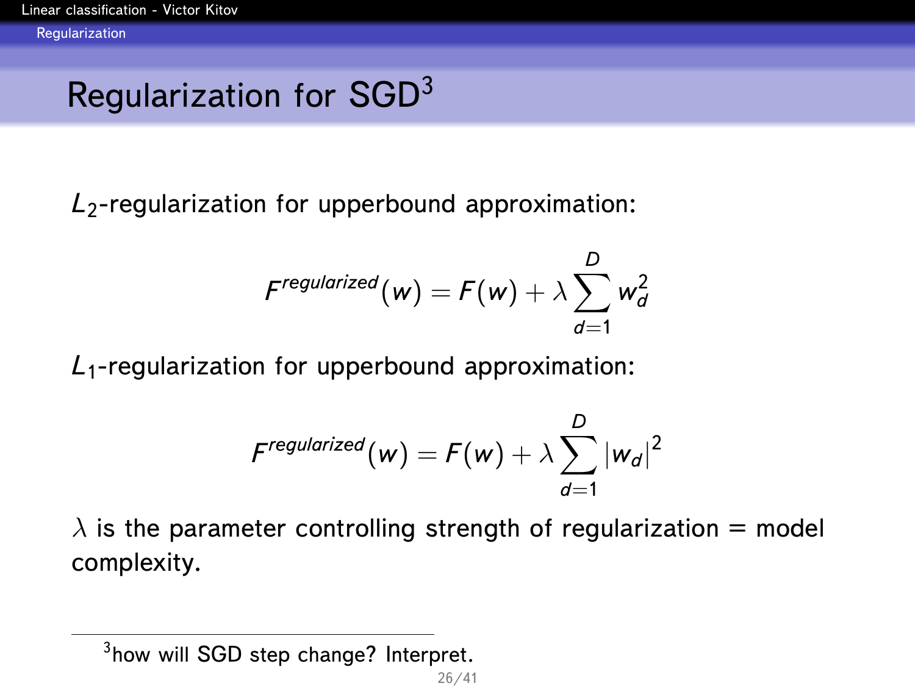## Regularization for SGD[3]

$L_2$-regularization for upperbound approximation:

$$F^{regularized}(w) = F(w) + \lambda \sum_{d=1}^{D} w_d^2$$

$L_1$-regularization for upperbound approximation:

$$F^{regularized}(w) = F(w) + \lambda \sum_{d=1}^{D} |w_d|^2$$

$\lambda$ is the parameter controlling strength of regularization = model complexity.

---

[3] how will SGD step change? Interpret.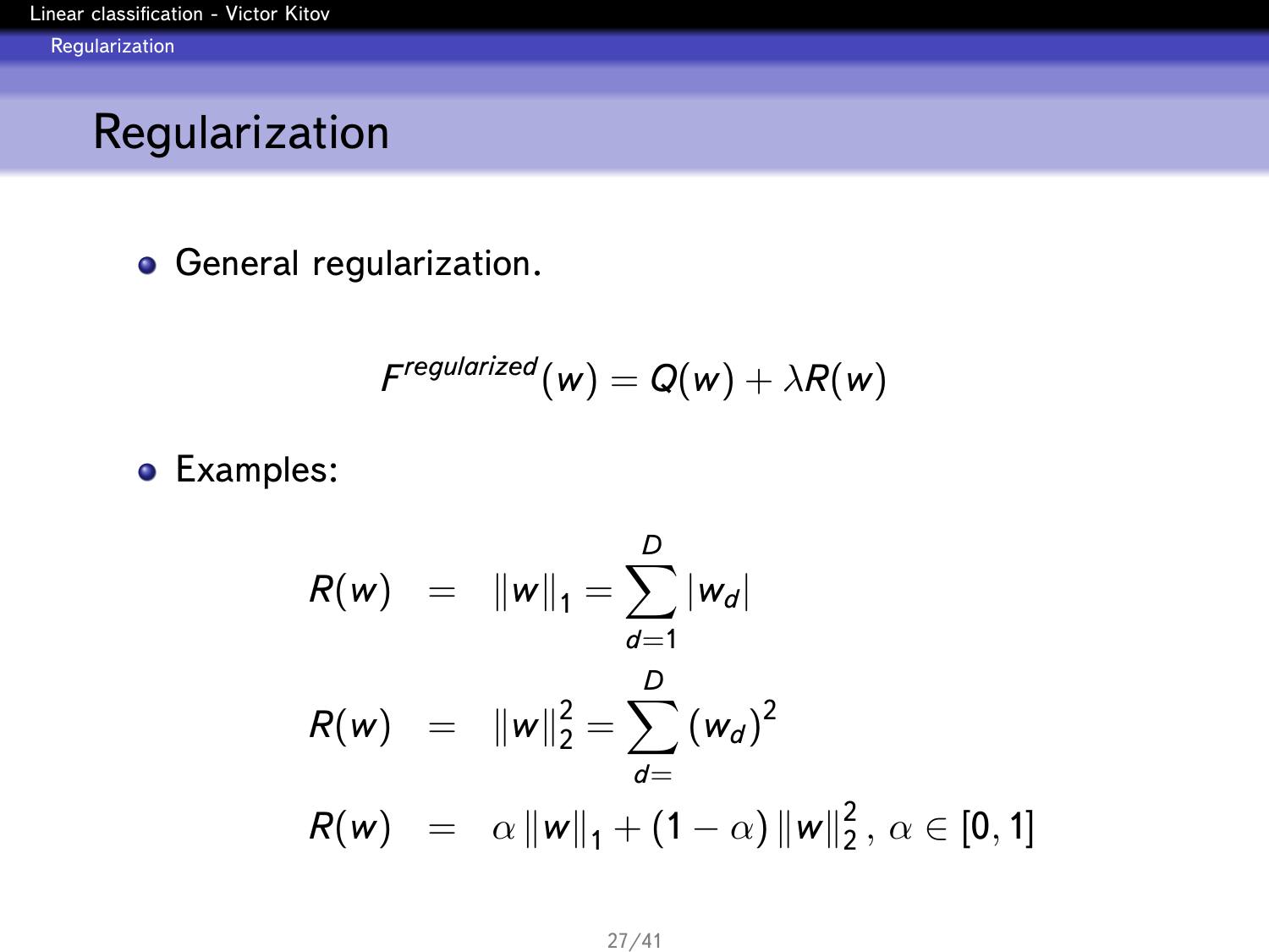# Regularization

- General regularization.

$$F^{regularized}(w) = Q(w) + \lambda R(w)$$

- Examples:

$$
\begin{aligned}
R(w) &= \|w\|_1 = \sum_{d=1}^{D} |w_d| \\
R(w) &= \|w\|_2^2 = \sum_{d=}^{D} (w_d)^2 \\
R(w) &= \alpha \|w\|_1 + (1-\alpha) \|w\|_2^2, \ \alpha \in [0, 1]
\end{aligned}
$$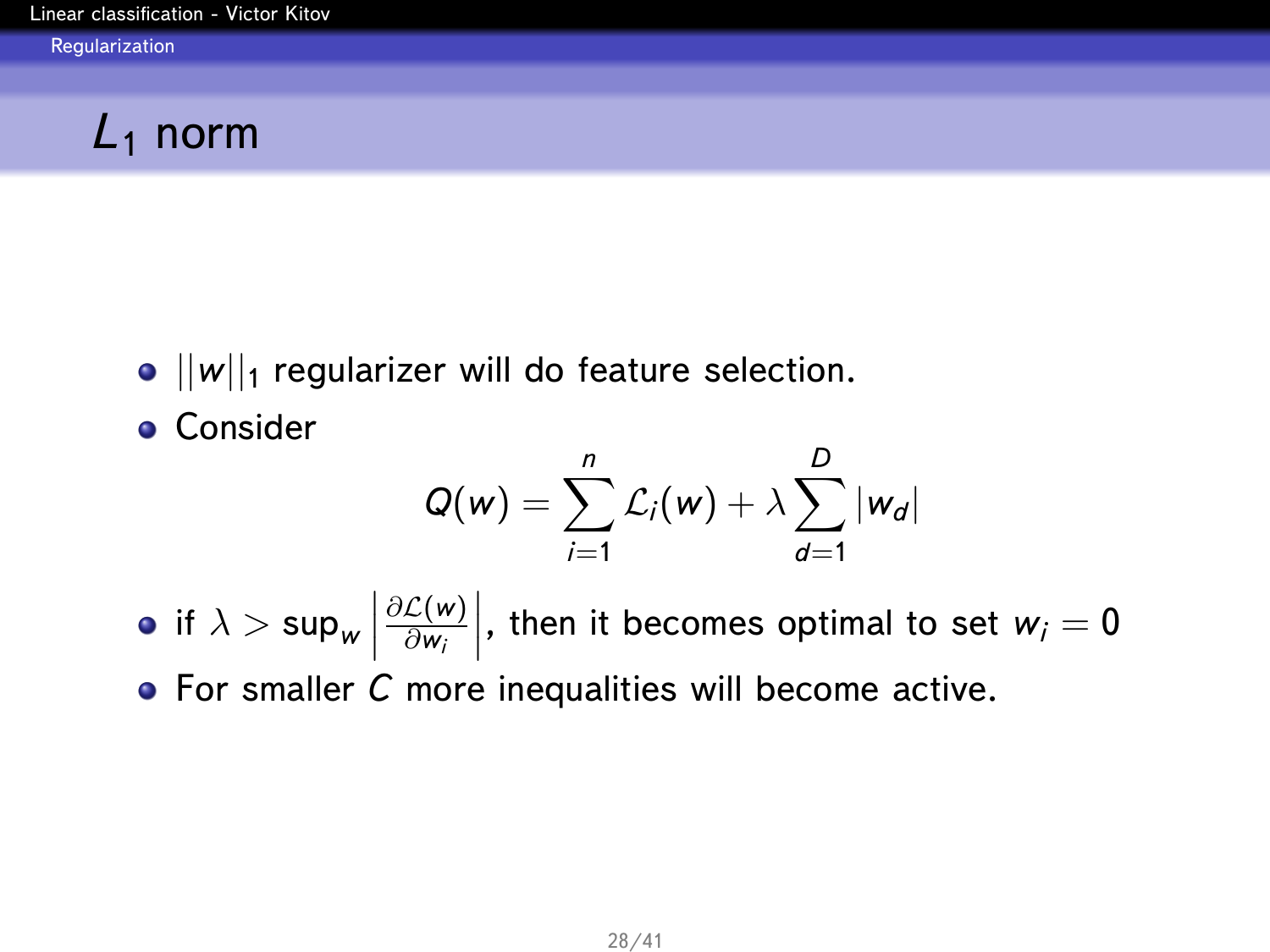# $L_1$ norm

- $||w||_1$ regularizer will do feature selection.
- Consider

$$Q(w) = \sum_{i=1}^{n} \mathcal{L}_i(w) + \lambda \sum_{d=1}^{D} |w_d|$$

- if $\lambda > \sup_w \left| \frac{\partial \mathcal{L}(w)}{\partial w_i} \right|$, then it becomes optimal to set $w_i = 0$
- For smaller $C$ more inequalities will become active.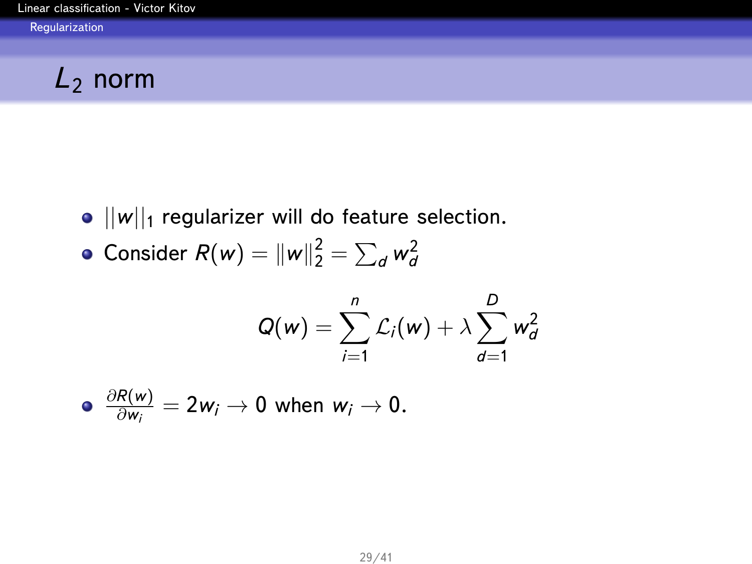# $L_2$ norm

- $||w||_1$ regularizer will do feature selection.
- Consider $R(w) = \|w\|_2^2 = \sum_d w_d^2$

$$Q(w) = \sum_{i=1}^{n} \mathcal{L}_i(w) + \lambda \sum_{d=1}^{D} w_d^2$$

- $\frac{\partial R(w)}{\partial w_i} = 2w_i \to 0$ when $w_i \to 0$.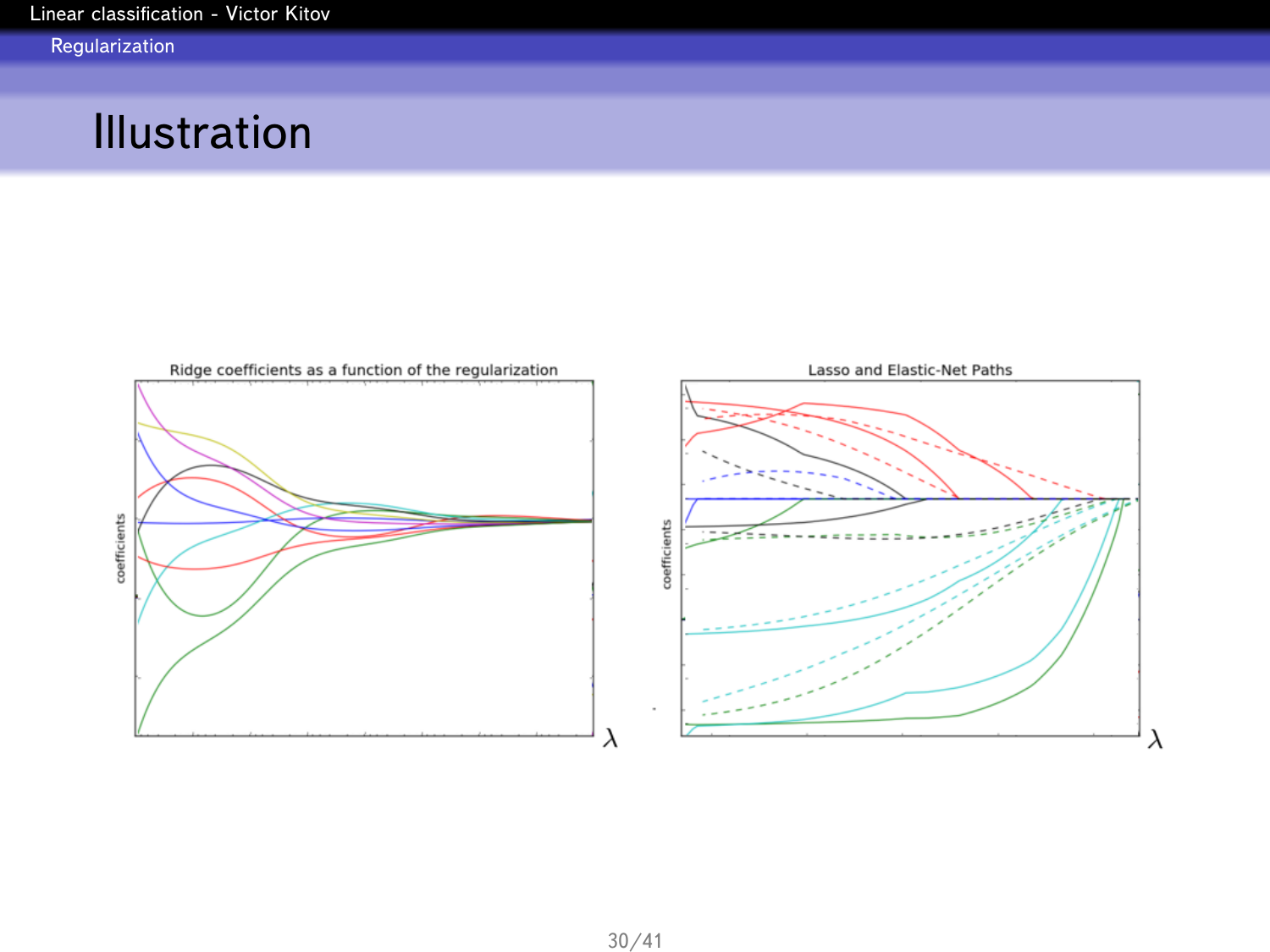# Illustration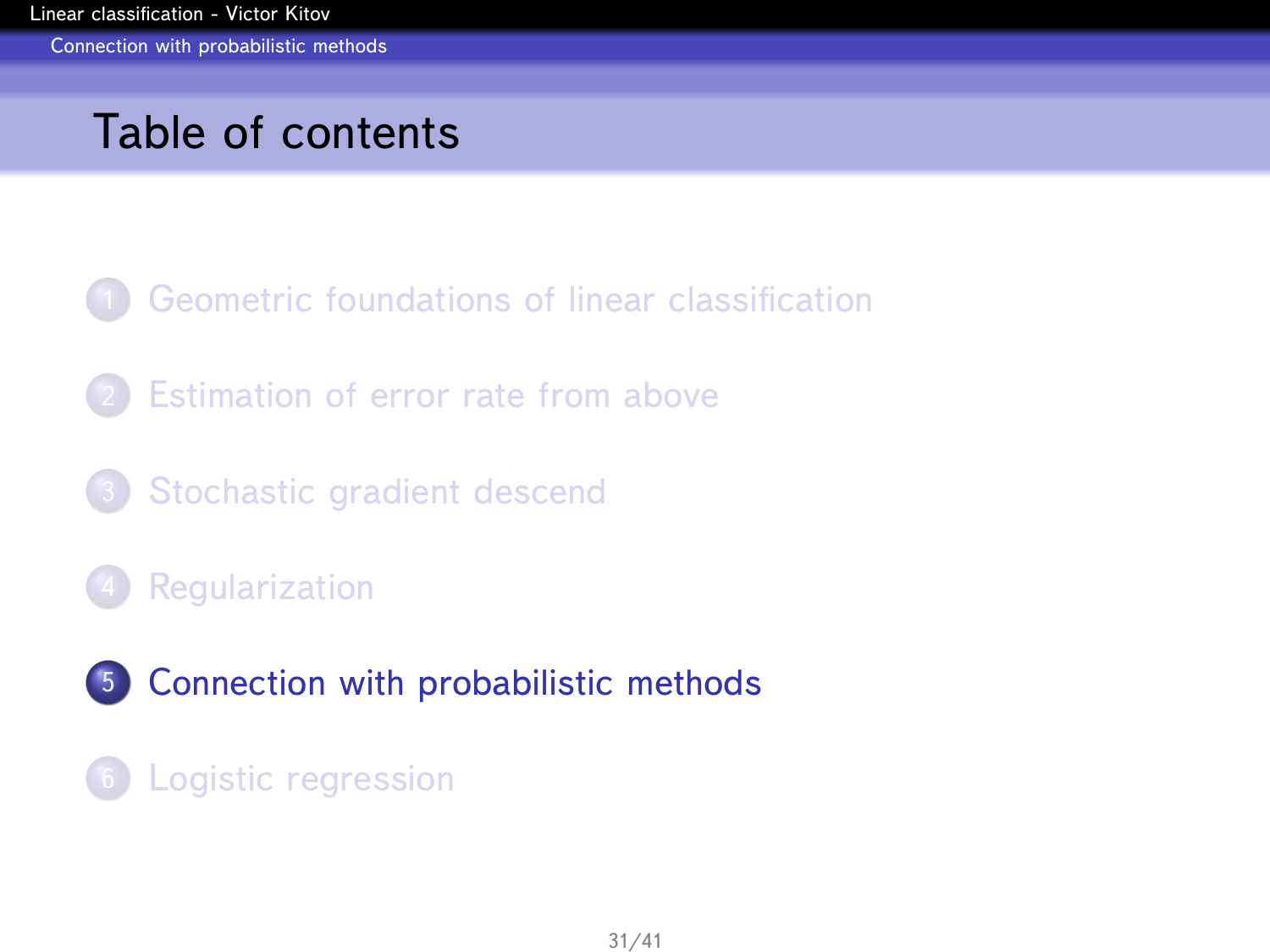# Table of contents

1. Geometric foundations of linear classification
2. Estimation of error rate from above
3. Stochastic gradient descend
4. Regularization
5. Connection with probabilistic methods
6. Logistic regression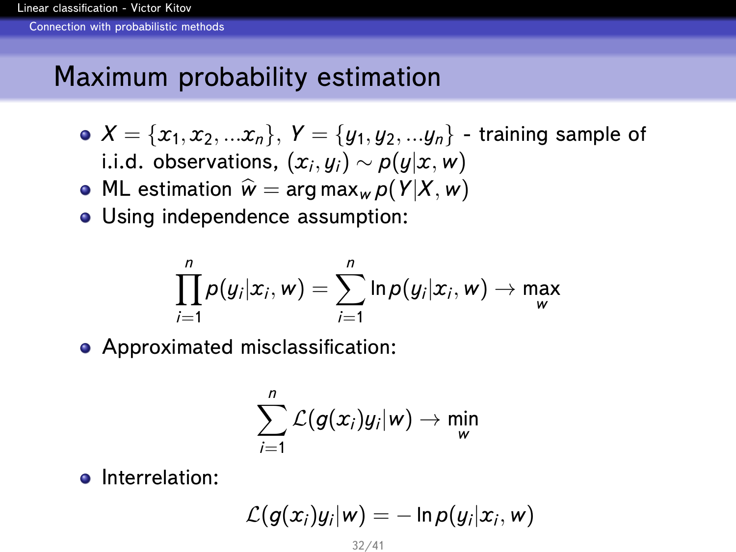# Maximum probability estimation

- $X = \{x_1, x_2, ...x_n\}$, $Y = \{y_1, y_2, ...y_n\}$ - training sample of i.i.d. observations, $(x_i, y_i) \sim p(y|x, w)$
- ML estimation $\widehat{w} = \arg\max_w p(Y|X, w)$
- Using independence assumption:

$$\prod_{i=1}^{n} p(y_i|x_i, w) = \sum_{i=1}^{n} \ln p(y_i|x_i, w) \to \max_w$$

- Approximated misclassification:

$$\sum_{i=1}^{n} \mathcal{L}(g(x_i)y_i|w) \to \min_w$$

- Interrelation:

$$\mathcal{L}(g(x_i)y_i|w) = -\ln p(y_i|x_i, w)$$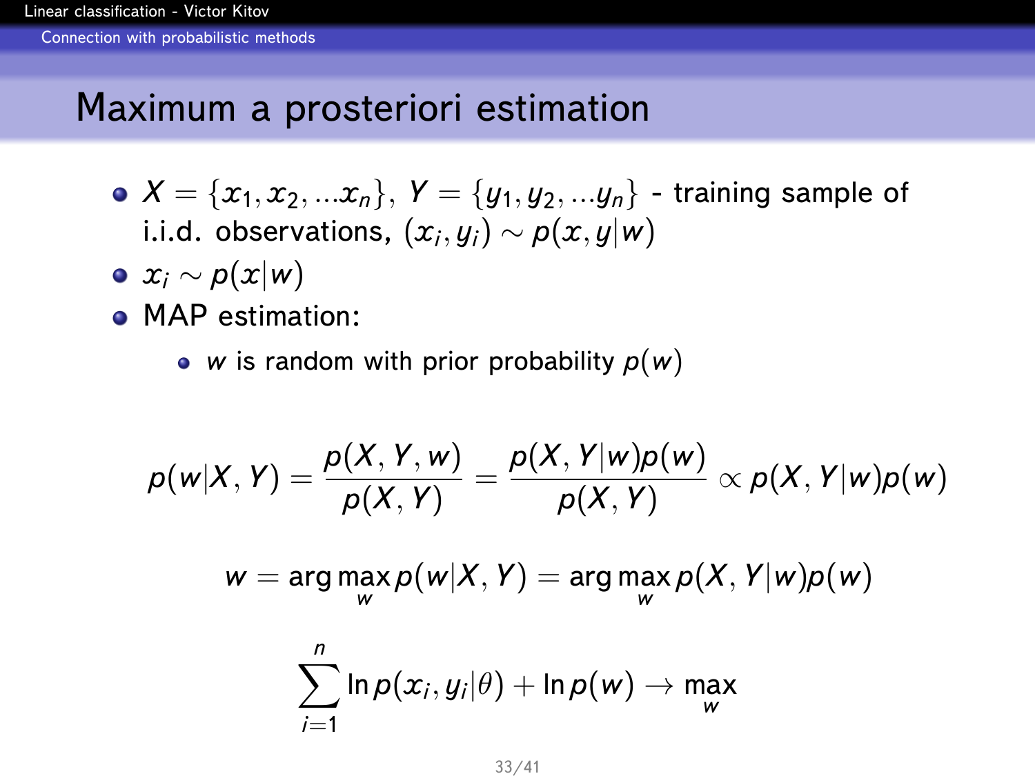# Maximum a prosteriori estimation

- $X = \{x_1, x_2, ...x_n\}$, $Y = \{y_1, y_2, ...y_n\}$ - training sample of i.i.d. observations, $(x_i, y_i) \sim p(x, y|w)$
- $x_i \sim p(x|w)$
- MAP estimation:
  - $w$ is random with prior probability $p(w)$

$$p(w|X, Y) = \frac{p(X, Y, w)}{p(X, Y)} = \frac{p(X, Y|w)p(w)}{p(X, Y)} \propto p(X, Y|w)p(w)$$

$$w = \arg\max_w p(w|X, Y) = \arg\max_w p(X, Y|w)p(w)$$

$$\sum_{i=1}^{n} \ln p(x_i, y_i|\theta) + \ln p(w) \to \max_w$$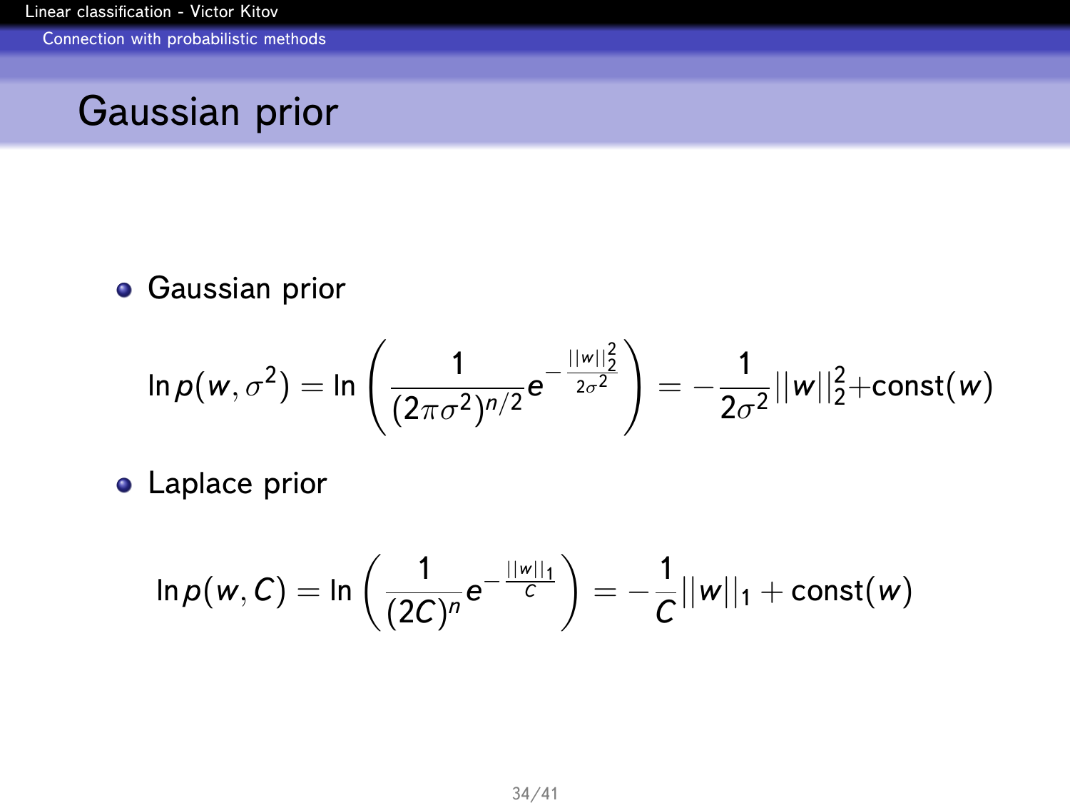# Gaussian prior

- Gaussian prior

$$\ln p(w, \sigma^2) = \ln \left( \frac{1}{(2\pi\sigma^2)^{n/2}} e^{-\frac{||w||_2^2}{2\sigma^2}} \right) = -\frac{1}{2\sigma^2}||w||_2^2 + \text{const}(w)$$

- Laplace prior

$$\ln p(w, C) = \ln \left( \frac{1}{(2C)^n} e^{-\frac{||w||_1}{C}} \right) = -\frac{1}{C}||w||_1 + \text{const}(w)$$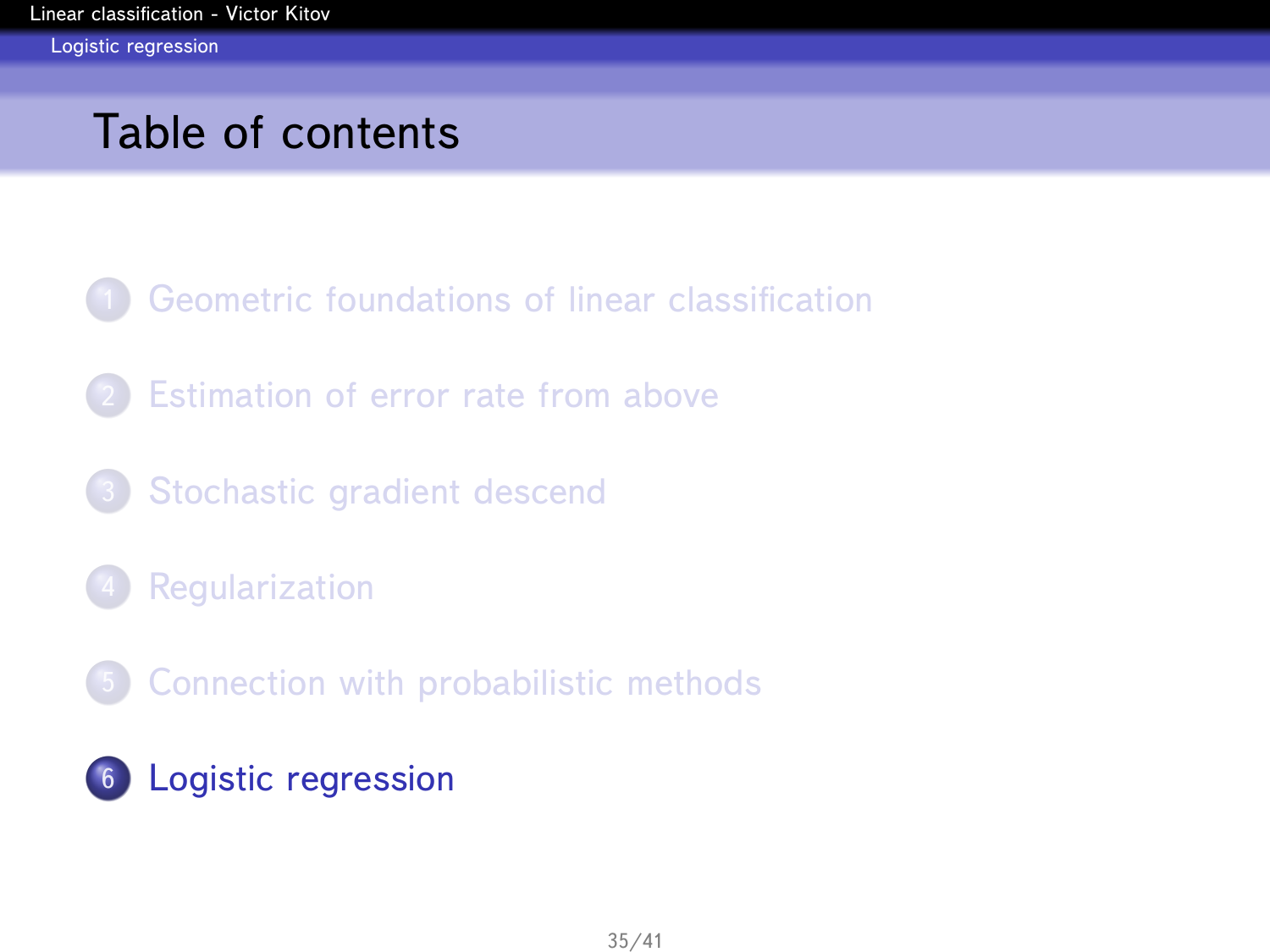## Table of contents

1. Geometric foundations of linear classification
2. Estimation of error rate from above
3. Stochastic gradient descend
4. Regularization
5. Connection with probabilistic methods
6. Logistic regression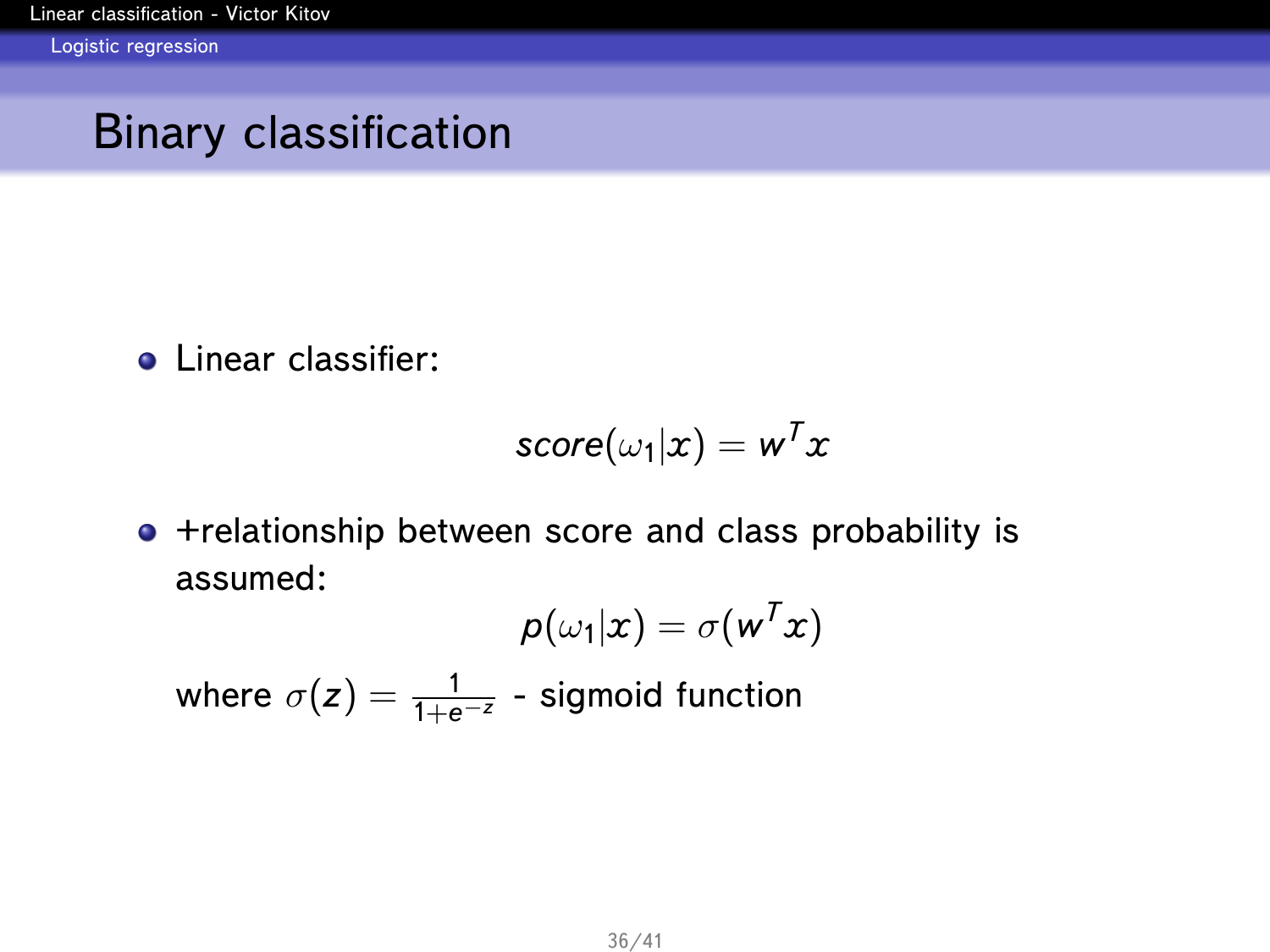## Binary classification

- Linear classifier:

$$score(\omega_1|x) = w^T x$$

- +relationship between score and class probability is assumed:

$$p(\omega_1|x) = \sigma(w^T x)$$

  where $\sigma(z) = \frac{1}{1+e^{-z}}$ - sigmoid function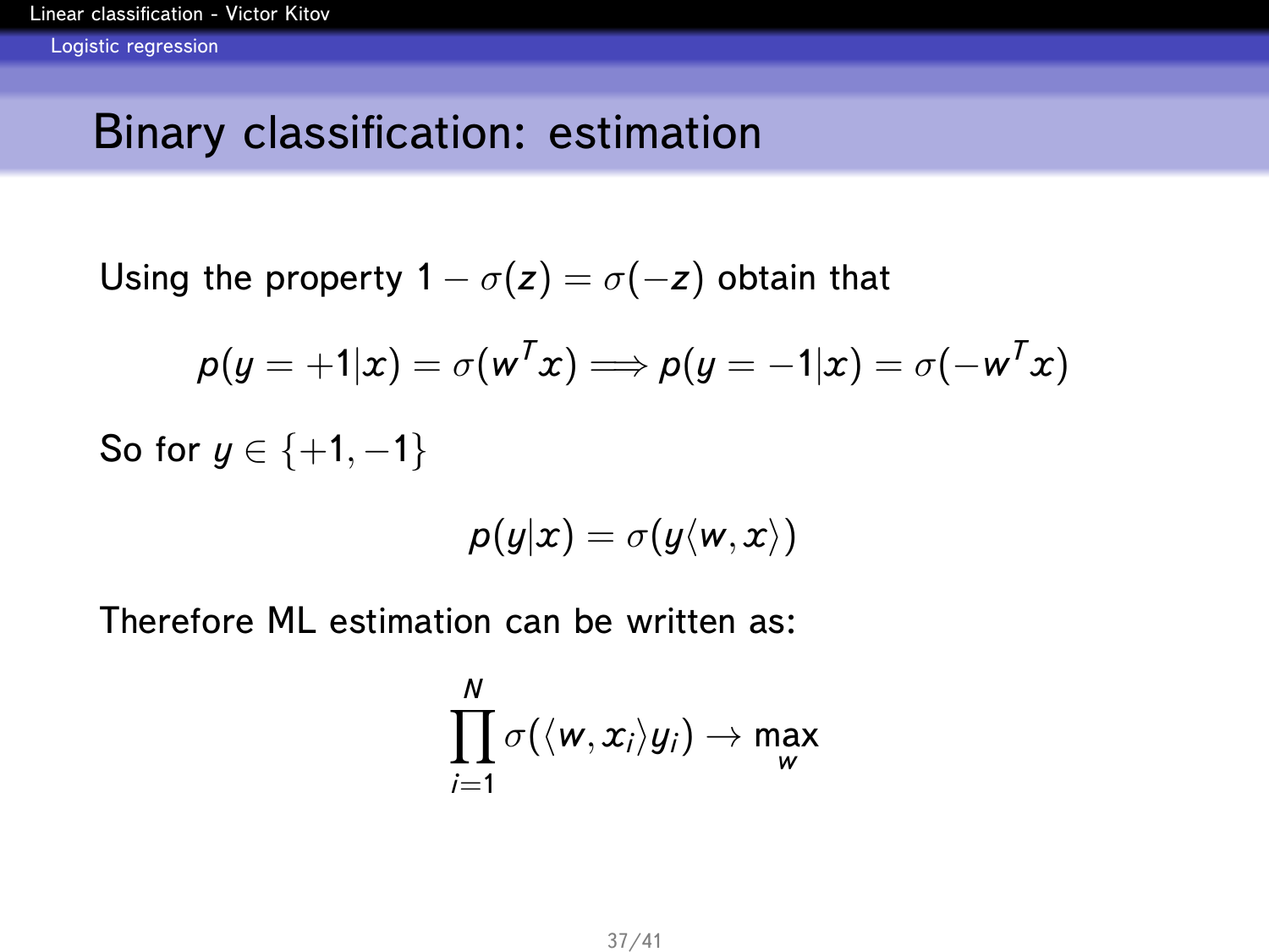## Binary classification: estimation

Using the property $1 - \sigma(z) = \sigma(-z)$ obtain that

$$p(y = +1|x) = \sigma(w^T x) \Longrightarrow p(y = -1|x) = \sigma(-w^T x)$$

So for $y \in \{+1, -1\}$

$$p(y|x) = \sigma(y\langle w, x\rangle)$$

Therefore ML estimation can be written as:

$$\prod_{i=1}^{N} \sigma(\langle w, x_i\rangle y_i) \to \max_w$$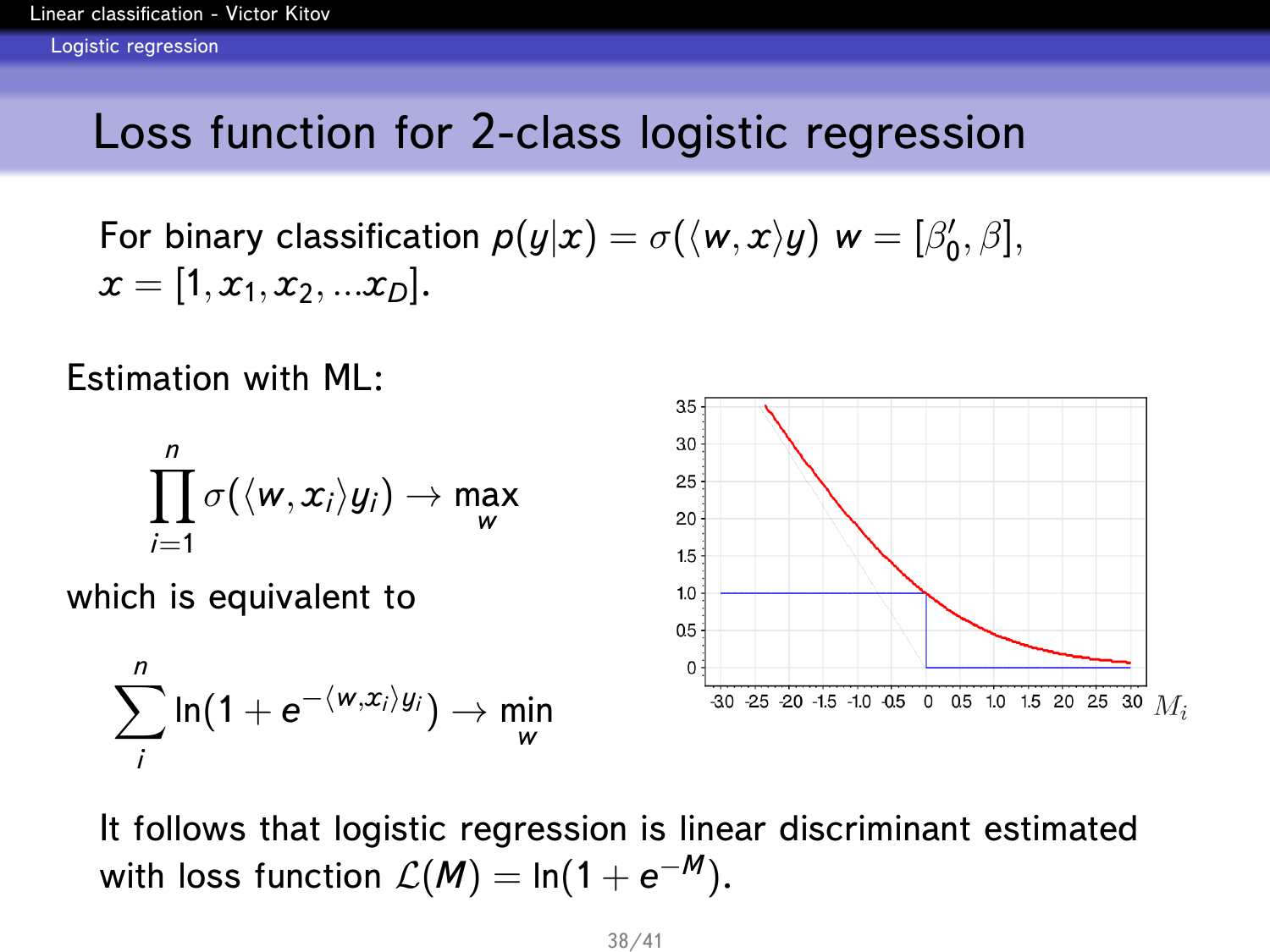# Loss function for 2-class logistic regression

For binary classification $p(y|x) = \sigma(\langle w, x \rangle y)$ $w = [\beta_0', \beta]$, $x = [1, x_1, x_2, ...x_D]$.

Estimation with ML:

$$\prod_{i=1}^{n} \sigma(\langle w, x_i \rangle y_i) \to \max_w$$

which is equivalent to

$$\sum_{i}^{n} \ln(1 + e^{-\langle w, x_i \rangle y_i}) \to \min_w$$

It follows that logistic regression is linear discriminant estimated with loss function $\mathcal{L}(M) = \ln(1 + e^{-M})$.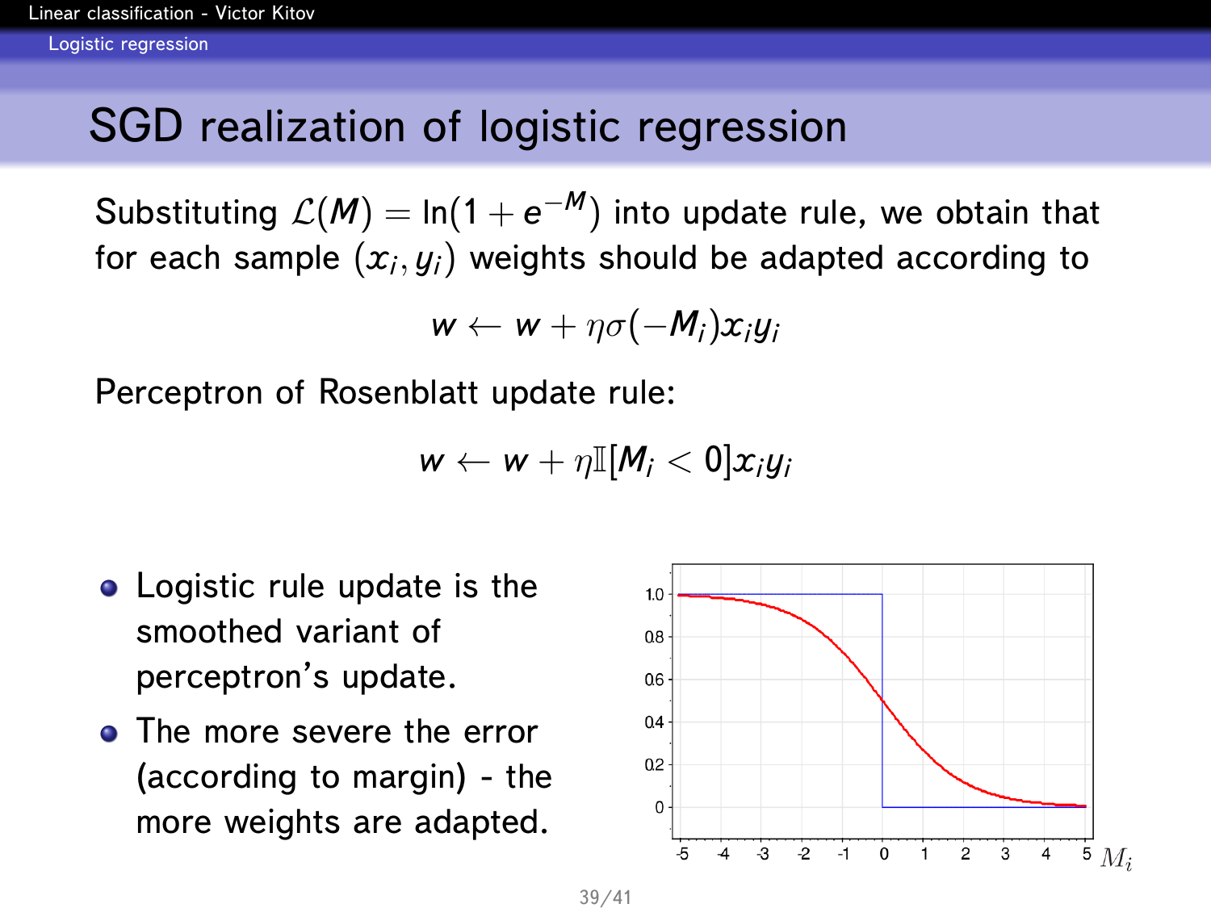# SGD realization of logistic regression

Substituting $\mathcal{L}(M) = \ln(1 + e^{-M})$ into update rule, we obtain that for each sample $(x_i, y_i)$ weights should be adapted according to

$$w \leftarrow w + \eta\sigma(-M_i)x_i y_i$$

Perceptron of Rosenblatt update rule:

$$w \leftarrow w + \eta\mathbb{I}[M_i < 0]x_i y_i$$

- Logistic rule update is the smoothed variant of perceptron's update.
- The more severe the error (according to margin) - the more weights are adapted.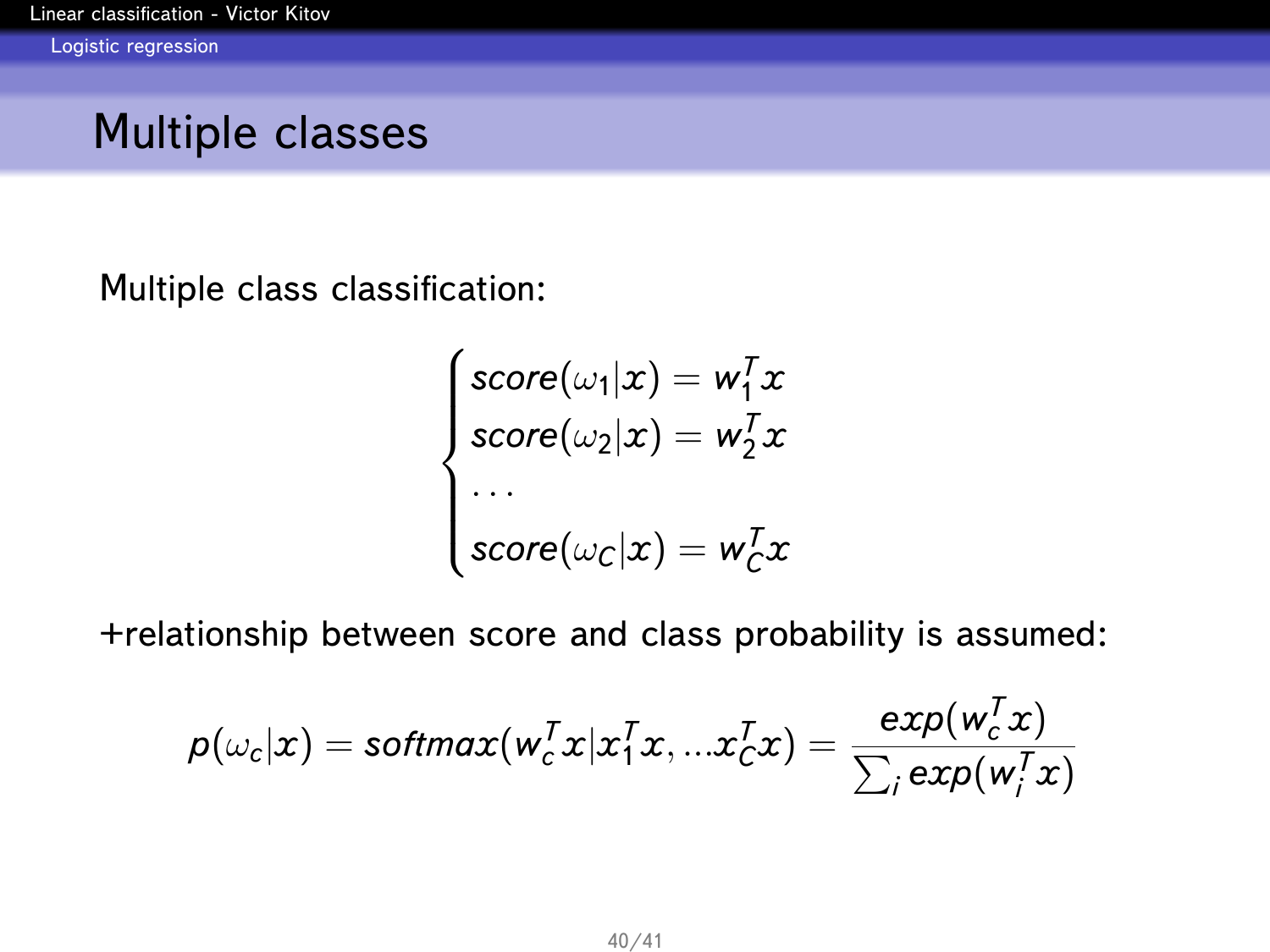## Multiple classes

Multiple class classification:

$$
\begin{cases}
score(\omega_1|x) = w_1^T x \\
score(\omega_2|x) = w_2^T x \\
\cdots \\
score(\omega_C|x) = w_C^T x
\end{cases}
$$

+relationship between score and class probability is assumed:

$$
p(\omega_c|x) = softmax(w_c^T x | x_1^T x, ... x_C^T x) = \frac{exp(w_c^T x)}{\sum_i exp(w_i^T x)}
$$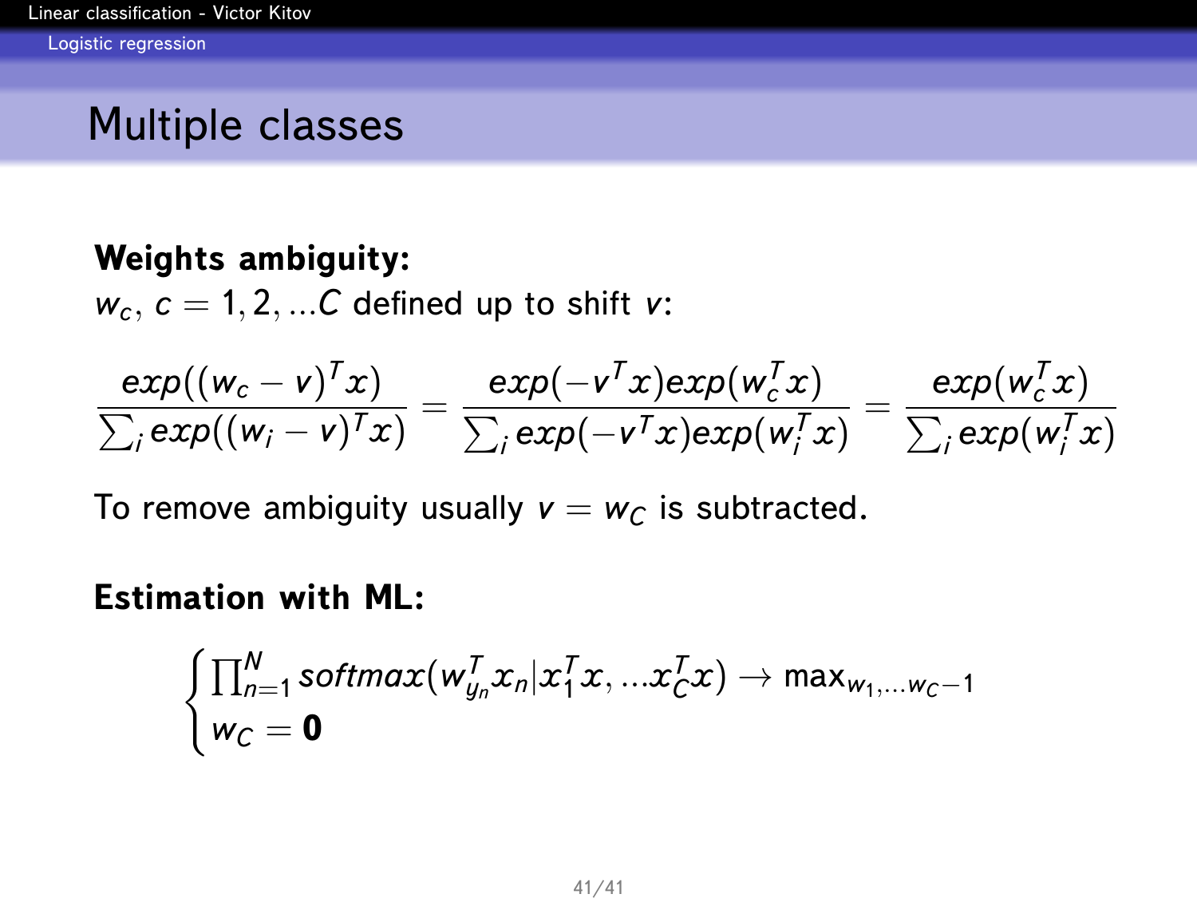# Multiple classes

**Weights ambiguity:**

$w_c$, $c = 1, 2, ...C$ defined up to shift $v$:

$$\frac{exp((w_c - v)^T x)}{\sum_i exp((w_i - v)^T x)} = \frac{exp(-v^T x) exp(w_c^T x)}{\sum_i exp(-v^T x) exp(w_i^T x)} = \frac{exp(w_c^T x)}{\sum_i exp(w_i^T x)}$$

To remove ambiguity usually $v = w_C$ is subtracted.

**Estimation with ML:**

$$\begin{cases} \prod_{n=1}^{N} softmax(w_{y_n}^T x_n | x_1^T x, ... x_C^T x) \to \max_{w_1, ... w_{C-1}} \\ w_C = \mathbf{0} \end{cases}$$